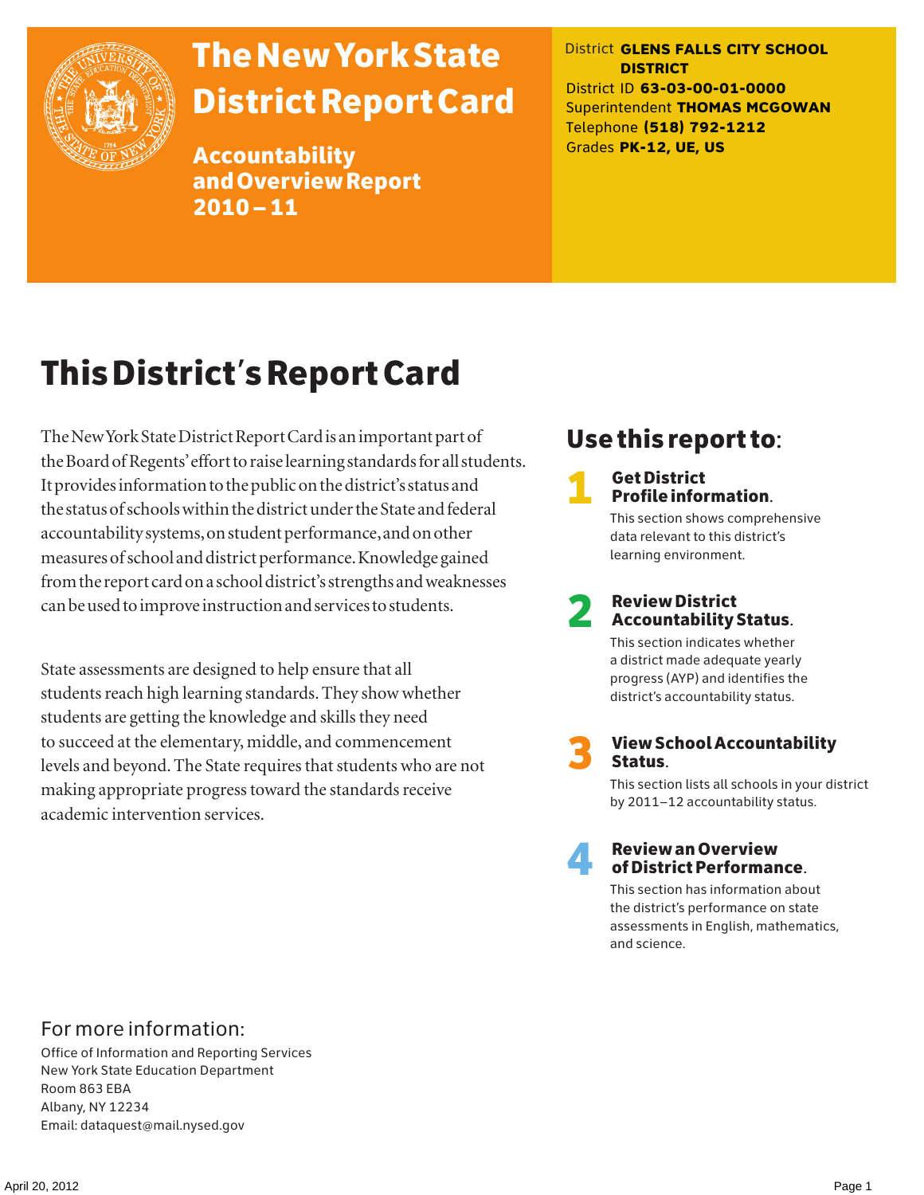# The New York State District Report Card

## Accountability and Overview Report 2010 – 11

District **GLENS FALLS CITY SCHOOL DISTRICT**
District ID **63-03-00-01-0000**
Superintendent **THOMAS MCGOWAN**
Telephone **(518) 792-1212**
Grades **PK-12, UE, US**

# This District's Report Card

The New York State District Report Card is an important part of the Board of Regents' effort to raise learning standards for all students. It provides information to the public on the district's status and the status of schools within the district under the State and federal accountability systems, on student performance, and on other measures of school and district performance. Knowledge gained from the report card on a school district's strengths and weaknesses can be used to improve instruction and services to students.

State assessments are designed to help ensure that all students reach high learning standards. They show whether students are getting the knowledge and skills they need to succeed at the elementary, middle, and commencement levels and beyond. The State requires that students who are not making appropriate progress toward the standards receive academic intervention services.

## Use this report to:

1. **Get District Profile information.**
   This section shows comprehensive data relevant to this district's learning environment.

2. **Review District Accountability Status.**
   This section indicates whether a district made adequate yearly progress (AYP) and identifies the district's accountability status.

3. **View School Accountability Status.**
   This section lists all schools in your district by 2011–12 accountability status.

4. **Review an Overview of District Performance.**
   This section has information about the district's performance on state assessments in English, mathematics, and science.

## For more information:

Office of Information and Reporting Services
New York State Education Department
Room 863 EBA
Albany, NY 12234
Email: dataquest@mail.nysed.gov

April 20, 2012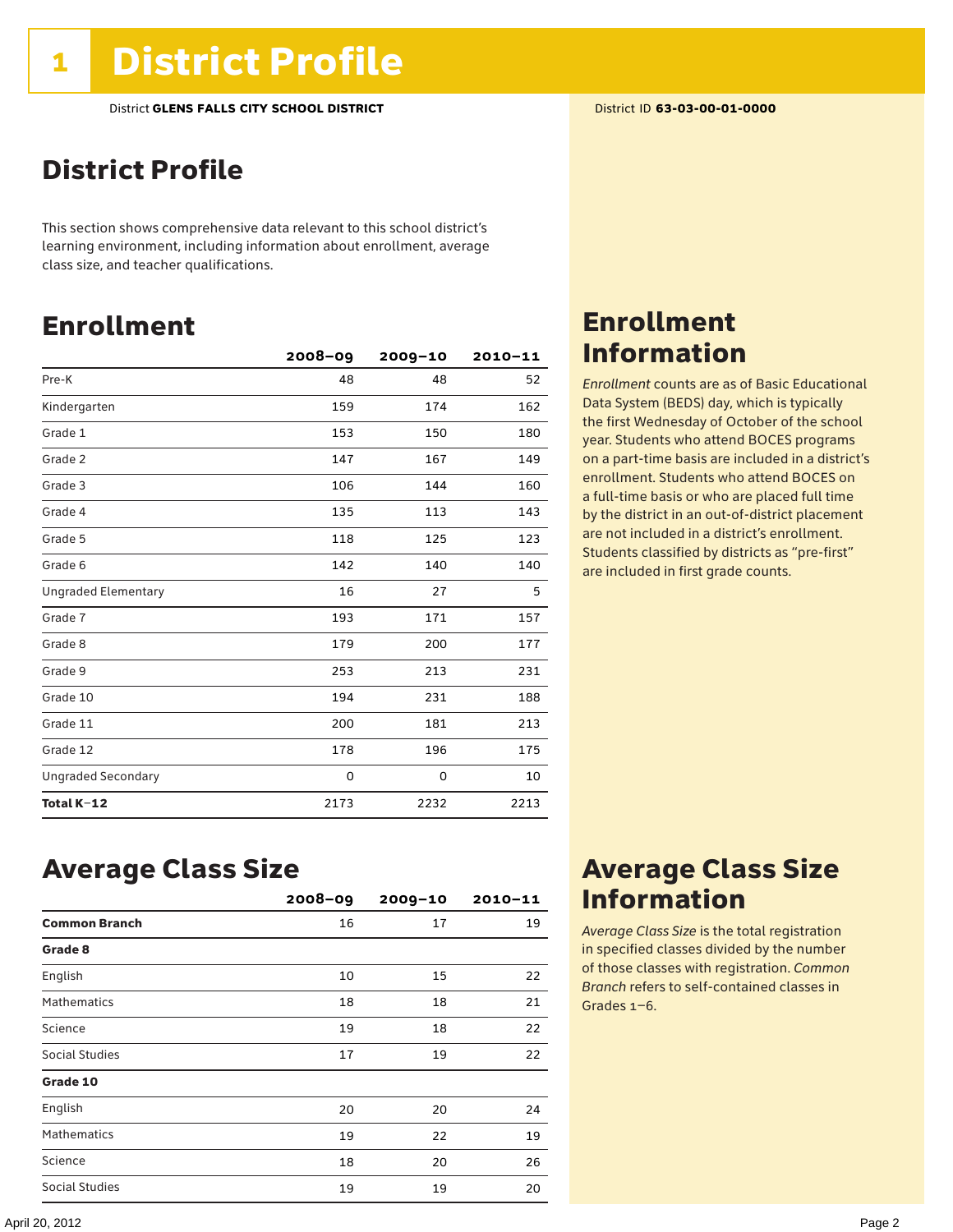# 1 District Profile

District **GLENS FALLS CITY SCHOOL DISTRICT**

District ID **63-03-00-01-0000**

## District Profile

This section shows comprehensive data relevant to this school district's learning environment, including information about enrollment, average class size, and teacher qualifications.

## Enrollment

| | 2008–09 | 2009–10 | 2010–11 |
|---|---|---|---|
| Pre-K | 48 | 48 | 52 |
| Kindergarten | 159 | 174 | 162 |
| Grade 1 | 153 | 150 | 180 |
| Grade 2 | 147 | 167 | 149 |
| Grade 3 | 106 | 144 | 160 |
| Grade 4 | 135 | 113 | 143 |
| Grade 5 | 118 | 125 | 123 |
| Grade 6 | 142 | 140 | 140 |
| Ungraded Elementary | 16 | 27 | 5 |
| Grade 7 | 193 | 171 | 157 |
| Grade 8 | 179 | 200 | 177 |
| Grade 9 | 253 | 213 | 231 |
| Grade 10 | 194 | 231 | 188 |
| Grade 11 | 200 | 181 | 213 |
| Grade 12 | 178 | 196 | 175 |
| Ungraded Secondary | 0 | 0 | 10 |
| **Total K–12** | 2173 | 2232 | 2213 |

## Enrollment Information

*Enrollment* counts are as of Basic Educational Data System (BEDS) day, which is typically the first Wednesday of October of the school year. Students who attend BOCES programs on a part-time basis are included in a district's enrollment. Students who attend BOCES on a full-time basis or who are placed full time by the district in an out-of-district placement are not included in a district's enrollment. Students classified by districts as "pre-first" are included in first grade counts.

## Average Class Size

| | 2008–09 | 2009–10 | 2010–11 |
|---|---|---|---|
| **Common Branch** | 16 | 17 | 19 |
| **Grade 8** | | | |
| English | 10 | 15 | 22 |
| Mathematics | 18 | 18 | 21 |
| Science | 19 | 18 | 22 |
| Social Studies | 17 | 19 | 22 |
| **Grade 10** | | | |
| English | 20 | 20 | 24 |
| Mathematics | 19 | 22 | 19 |
| Science | 18 | 20 | 26 |
| Social Studies | 19 | 19 | 20 |

## Average Class Size Information

*Average Class Size* is the total registration in specified classes divided by the number of those classes with registration. *Common Branch* refers to self-contained classes in Grades 1–6.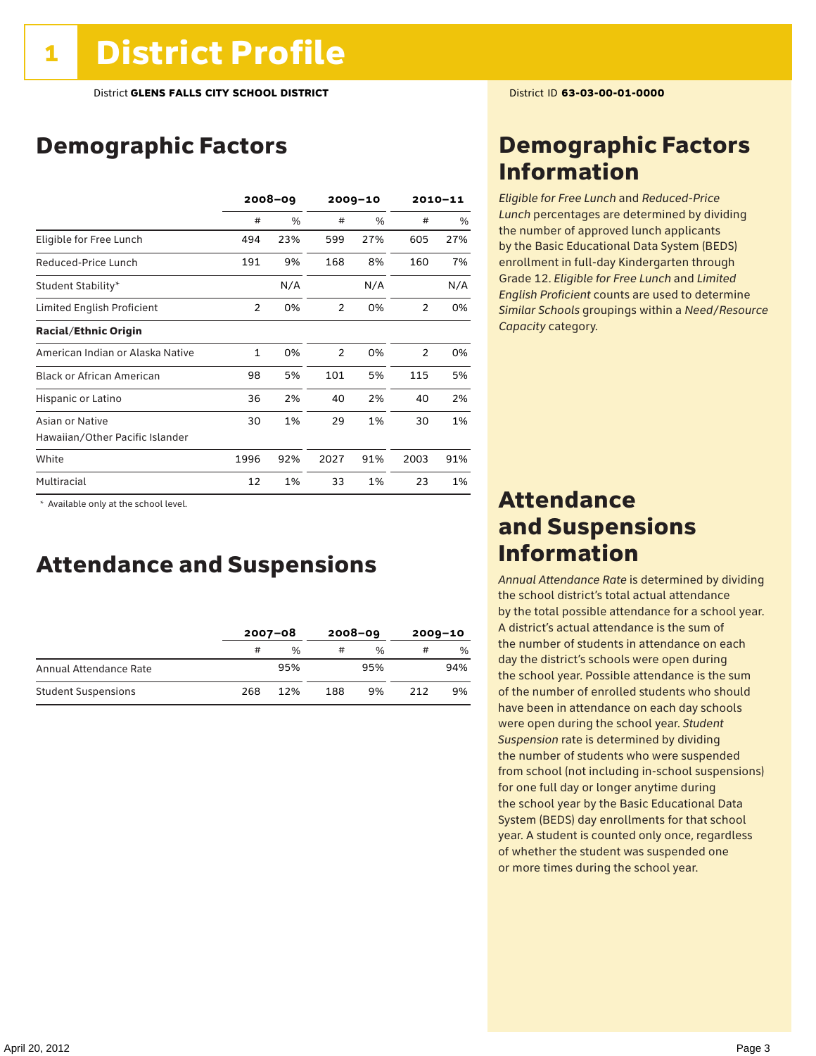# 1 District Profile

District **GLENS FALLS CITY SCHOOL DISTRICT**

District ID **63-03-00-01-0000**

## Demographic Factors

| | 2008–09 | | 2009–10 | | 2010–11 | |
|---|---|---|---|---|---|---|
| | # | % | # | % | # | % |
| Eligible for Free Lunch | 494 | 23% | 599 | 27% | 605 | 27% |
| Reduced-Price Lunch | 191 | 9% | 168 | 8% | 160 | 7% |
| Student Stability* | | N/A | | N/A | | N/A |
| Limited English Proficient | 2 | 0% | 2 | 0% | 2 | 0% |
| **Racial/Ethnic Origin** | | | | | | |
| American Indian or Alaska Native | 1 | 0% | 2 | 0% | 2 | 0% |
| Black or African American | 98 | 5% | 101 | 5% | 115 | 5% |
| Hispanic or Latino | 36 | 2% | 40 | 2% | 40 | 2% |
| Asian or Native Hawaiian/Other Pacific Islander | 30 | 1% | 29 | 1% | 30 | 1% |
| White | 1996 | 92% | 2027 | 91% | 2003 | 91% |
| Multiracial | 12 | 1% | 33 | 1% | 23 | 1% |

\* Available only at the school level.

## Attendance and Suspensions

| | 2007–08 | | 2008–09 | | 2009–10 | |
|---|---|---|---|---|---|---|
| | # | % | # | % | # | % |
| Annual Attendance Rate | | 95% | | 95% | | 94% |
| Student Suspensions | 268 | 12% | 188 | 9% | 212 | 9% |

## Demographic Factors Information

*Eligible for Free Lunch* and *Reduced-Price Lunch* percentages are determined by dividing the number of approved lunch applicants by the Basic Educational Data System (BEDS) enrollment in full-day Kindergarten through Grade 12. *Eligible for Free Lunch* and *Limited English Proficient* counts are used to determine *Similar Schools* groupings within a *Need/Resource Capacity* category.

## Attendance and Suspensions Information

*Annual Attendance Rate* is determined by dividing the school district's total actual attendance by the total possible attendance for a school year. A district's actual attendance is the sum of the number of students in attendance on each day the district's schools were open during the school year. Possible attendance is the sum of the number of enrolled students who should have been in attendance on each day schools were open during the school year. *Student Suspension* rate is determined by dividing the number of students who were suspended from school (not including in-school suspensions) for one full day or longer anytime during the school year by the Basic Educational Data System (BEDS) day enrollments for that school year. A student is counted only once, regardless of whether the student was suspended one or more times during the school year.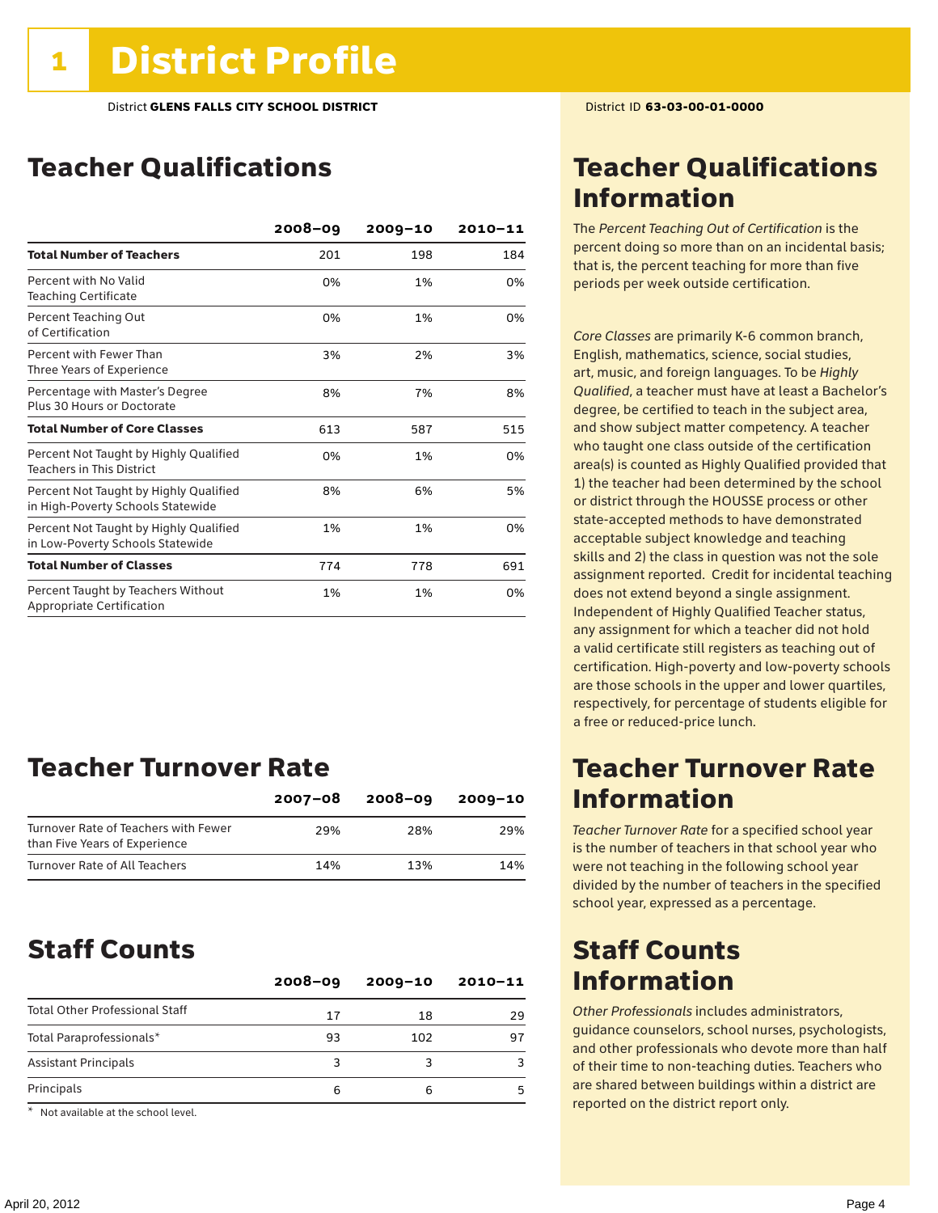# 1 District Profile

District **GLENS FALLS CITY SCHOOL DISTRICT**

District ID **63-03-00-01-0000**

## Teacher Qualifications

| | 2008–09 | 2009–10 | 2010–11 |
|---|---|---|---|
| **Total Number of Teachers** | 201 | 198 | 184 |
| Percent with No Valid Teaching Certificate | 0% | 1% | 0% |
| Percent Teaching Out of Certification | 0% | 1% | 0% |
| Percent with Fewer Than Three Years of Experience | 3% | 2% | 3% |
| Percentage with Master's Degree Plus 30 Hours or Doctorate | 8% | 7% | 8% |
| **Total Number of Core Classes** | 613 | 587 | 515 |
| Percent Not Taught by Highly Qualified Teachers in This District | 0% | 1% | 0% |
| Percent Not Taught by Highly Qualified in High-Poverty Schools Statewide | 8% | 6% | 5% |
| Percent Not Taught by Highly Qualified in Low-Poverty Schools Statewide | 1% | 1% | 0% |
| **Total Number of Classes** | 774 | 778 | 691 |
| Percent Taught by Teachers Without Appropriate Certification | 1% | 1% | 0% |

## Teacher Turnover Rate

| | 2007–08 | 2008–09 | 2009–10 |
|---|---|---|---|
| Turnover Rate of Teachers with Fewer than Five Years of Experience | 29% | 28% | 29% |
| Turnover Rate of All Teachers | 14% | 13% | 14% |

## Staff Counts

| | 2008–09 | 2009–10 | 2010–11 |
|---|---|---|---|
| Total Other Professional Staff | 17 | 18 | 29 |
| Total Paraprofessionals* | 93 | 102 | 97 |
| Assistant Principals | 3 | 3 | 3 |
| Principals | 6 | 6 | 5 |

\* Not available at the school level.

## Teacher Qualifications Information

The *Percent Teaching Out of Certification* is the percent doing so more than on an incidental basis; that is, the percent teaching for more than five periods per week outside certification.

*Core Classes* are primarily K-6 common branch, English, mathematics, science, social studies, art, music, and foreign languages. To be *Highly Qualified*, a teacher must have at least a Bachelor's degree, be certified to teach in the subject area, and show subject matter competency. A teacher who taught one class outside of the certification area(s) is counted as Highly Qualified provided that 1) the teacher had been determined by the school or district through the HOUSSE process or other state-accepted methods to have demonstrated acceptable subject knowledge and teaching skills and 2) the class in question was not the sole assignment reported. Credit for incidental teaching does not extend beyond a single assignment. Independent of Highly Qualified Teacher status, any assignment for which a teacher did not hold a valid certificate still registers as teaching out of certification. High-poverty and low-poverty schools are those schools in the upper and lower quartiles, respectively, for percentage of students eligible for a free or reduced-price lunch.

## Teacher Turnover Rate Information

*Teacher Turnover Rate* for a specified school year is the number of teachers in that school year who were not teaching in the following school year divided by the number of teachers in the specified school year, expressed as a percentage.

## Staff Counts Information

*Other Professionals* includes administrators, guidance counselors, school nurses, psychologists, and other professionals who devote more than half of their time to non-teaching duties. Teachers who are shared between buildings within a district are reported on the district report only.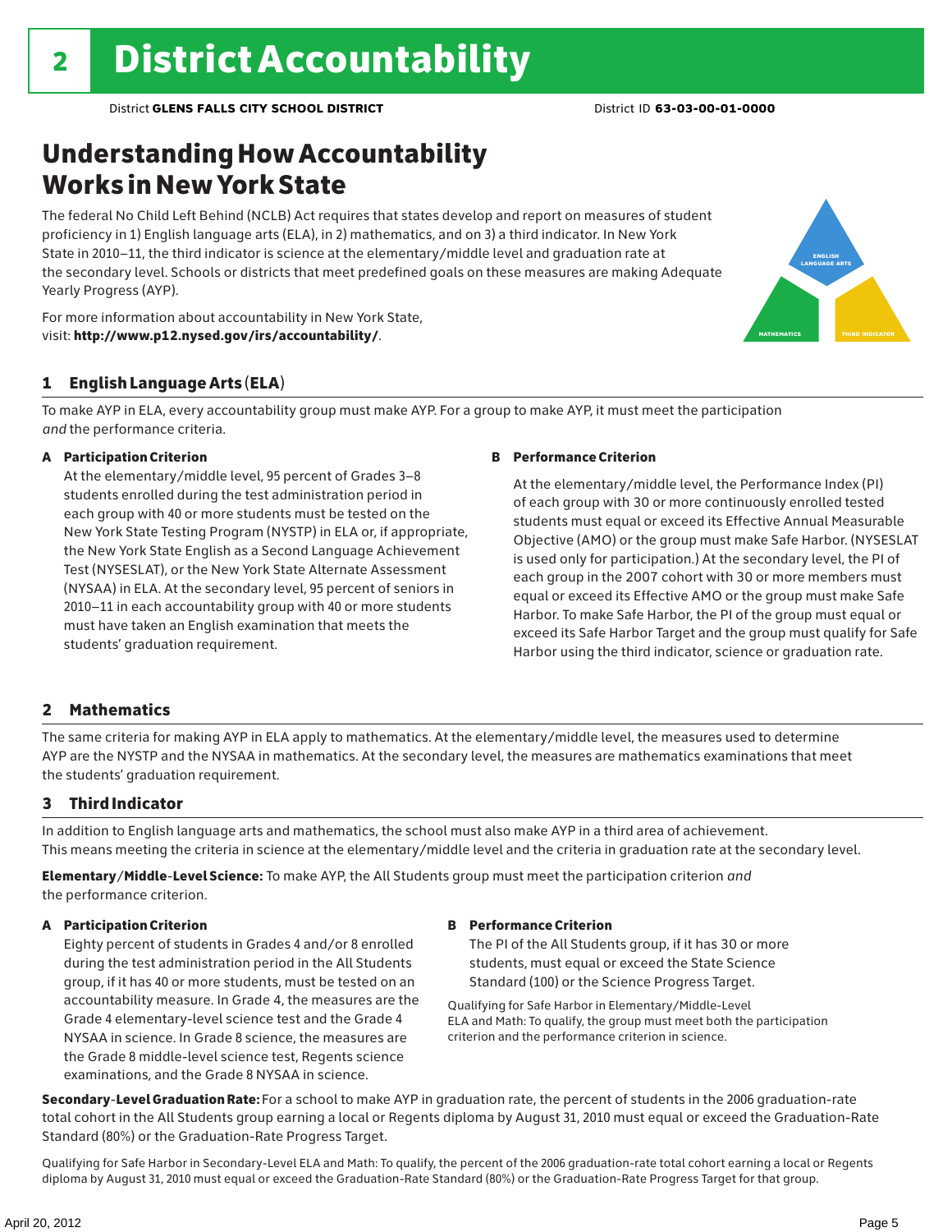# 2 District Accountability

District **GLENS FALLS CITY SCHOOL DISTRICT** District ID **63-03-00-01-0000**

## Understanding How Accountability Works in New York State

The federal No Child Left Behind (NCLB) Act requires that states develop and report on measures of student proficiency in 1) English language arts (ELA), in 2) mathematics, and on 3) a third indicator. In New York State in 2010–11, the third indicator is science at the elementary/middle level and graduation rate at the secondary level. Schools or districts that meet predefined goals on these measures are making Adequate Yearly Progress (AYP).

For more information about accountability in New York State, visit: **http://www.p12.nysed.gov/irs/accountability/**.

ENGLISH LANGUAGE ARTS

MATHEMATICS

THIRD INDICATOR

### 1 English Language Arts (ELA)

To make AYP in ELA, every accountability group must make AYP. For a group to make AYP, it must meet the participation *and* the performance criteria.

**A Participation Criterion**

At the elementary/middle level, 95 percent of Grades 3–8 students enrolled during the test administration period in each group with 40 or more students must be tested on the New York State Testing Program (NYSTP) in ELA or, if appropriate, the New York State English as a Second Language Achievement Test (NYSESLAT), or the New York State Alternate Assessment (NYSAA) in ELA. At the secondary level, 95 percent of seniors in 2010–11 in each accountability group with 40 or more students must have taken an English examination that meets the students' graduation requirement.

**B Performance Criterion**

At the elementary/middle level, the Performance Index (PI) of each group with 30 or more continuously enrolled tested students must equal or exceed its Effective Annual Measurable Objective (AMO) or the group must make Safe Harbor. (NYSESLAT is used only for participation.) At the secondary level, the PI of each group in the 2007 cohort with 30 or more members must equal or exceed its Effective AMO or the group must make Safe Harbor. To make Safe Harbor, the PI of the group must equal or exceed its Safe Harbor Target and the group must qualify for Safe Harbor using the third indicator, science or graduation rate.

### 2 Mathematics

The same criteria for making AYP in ELA apply to mathematics. At the elementary/middle level, the measures used to determine AYP are the NYSTP and the NYSAA in mathematics. At the secondary level, the measures are mathematics examinations that meet the students' graduation requirement.

### 3 Third Indicator

In addition to English language arts and mathematics, the school must also make AYP in a third area of achievement. This means meeting the criteria in science at the elementary/middle level and the criteria in graduation rate at the secondary level.

**Elementary/Middle-Level Science:** To make AYP, the All Students group must meet the participation criterion *and* the performance criterion.

**A Participation Criterion**

Eighty percent of students in Grades 4 and/or 8 enrolled during the test administration period in the All Students group, if it has 40 or more students, must be tested on an accountability measure. In Grade 4, the measures are the Grade 4 elementary-level science test and the Grade 4 NYSAA in science. In Grade 8 science, the measures are the Grade 8 middle-level science test, Regents science examinations, and the Grade 8 NYSAA in science.

**B Performance Criterion**

The PI of the All Students group, if it has 30 or more students, must equal or exceed the State Science Standard (100) or the Science Progress Target.

Qualifying for Safe Harbor in Elementary/Middle-Level ELA and Math: To qualify, the group must meet both the participation criterion and the performance criterion in science.

**Secondary-Level Graduation Rate:** For a school to make AYP in graduation rate, the percent of students in the 2006 graduation-rate total cohort in the All Students group earning a local or Regents diploma by August 31, 2010 must equal or exceed the Graduation-Rate Standard (80%) or the Graduation-Rate Progress Target.

Qualifying for Safe Harbor in Secondary-Level ELA and Math: To qualify, the percent of the 2006 graduation-rate total cohort earning a local or Regents diploma by August 31, 2010 must equal or exceed the Graduation-Rate Standard (80%) or the Graduation-Rate Progress Target for that group.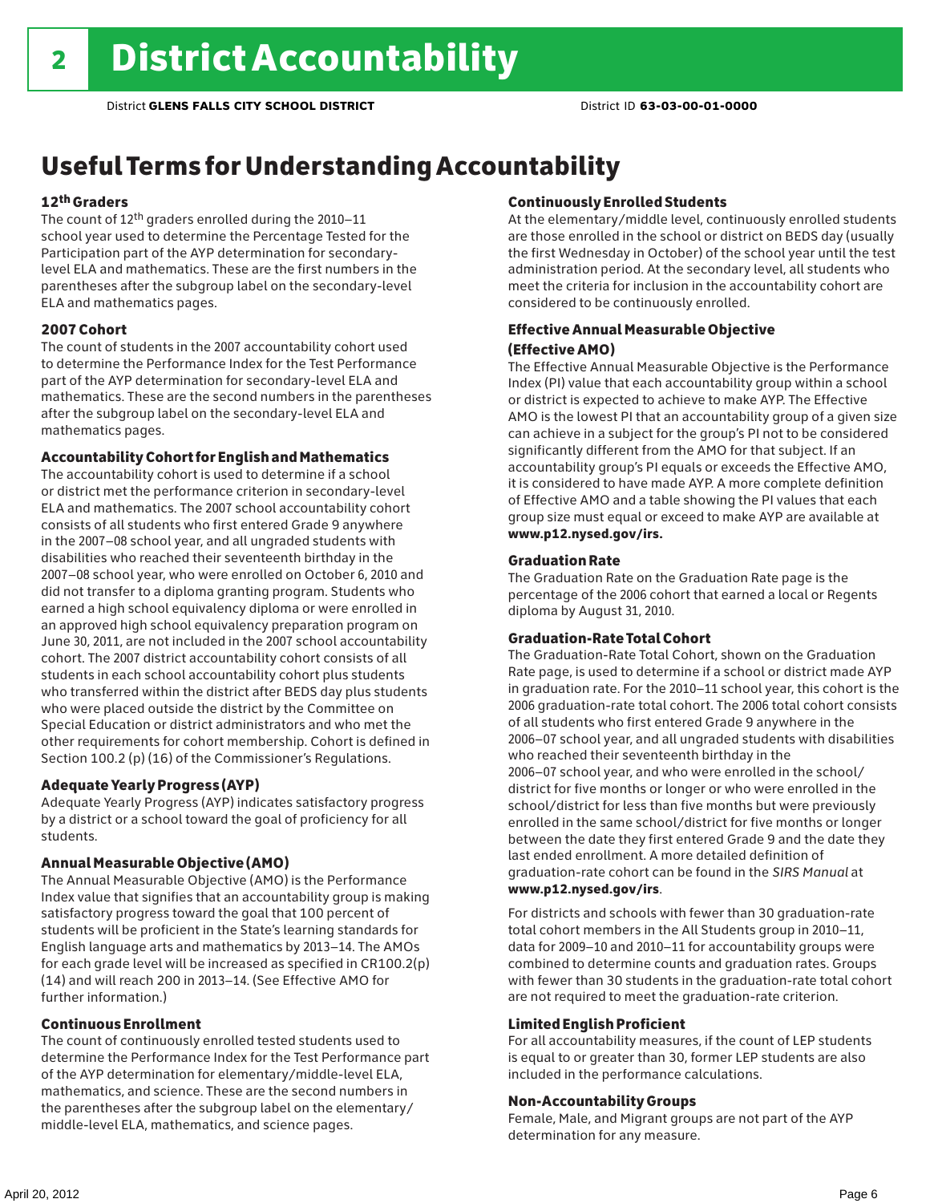# 2 District Accountability

District **GLENS FALLS CITY SCHOOL DISTRICT** District ID **63-03-00-01-0000**

## Useful Terms for Understanding Accountability

### 12th Graders

The count of 12th graders enrolled during the 2010–11 school year used to determine the Percentage Tested for the Participation part of the AYP determination for secondary-level ELA and mathematics. These are the first numbers in the parentheses after the subgroup label on the secondary-level ELA and mathematics pages.

### 2007 Cohort

The count of students in the 2007 accountability cohort used to determine the Performance Index for the Test Performance part of the AYP determination for secondary-level ELA and mathematics. These are the second numbers in the parentheses after the subgroup label on the secondary-level ELA and mathematics pages.

### Accountability Cohort for English and Mathematics

The accountability cohort is used to determine if a school or district met the performance criterion in secondary-level ELA and mathematics. The 2007 school accountability cohort consists of all students who first entered Grade 9 anywhere in the 2007–08 school year, and all ungraded students with disabilities who reached their seventeenth birthday in the 2007–08 school year, who were enrolled on October 6, 2010 and did not transfer to a diploma granting program. Students who earned a high school equivalency diploma or were enrolled in an approved high school equivalency preparation program on June 30, 2011, are not included in the 2007 school accountability cohort. The 2007 district accountability cohort consists of all students in each school accountability cohort plus students who transferred within the district after BEDS day plus students who were placed outside the district by the Committee on Special Education or district administrators and who met the other requirements for cohort membership. Cohort is defined in Section 100.2 (p) (16) of the Commissioner's Regulations.

### Adequate Yearly Progress (AYP)

Adequate Yearly Progress (AYP) indicates satisfactory progress by a district or a school toward the goal of proficiency for all students.

### Annual Measurable Objective (AMO)

The Annual Measurable Objective (AMO) is the Performance Index value that signifies that an accountability group is making satisfactory progress toward the goal that 100 percent of students will be proficient in the State's learning standards for English language arts and mathematics by 2013–14. The AMOs for each grade level will be increased as specified in CR100.2(p)(14) and will reach 200 in 2013–14. (See Effective AMO for further information.)

### Continuous Enrollment

The count of continuously enrolled tested students used to determine the Performance Index for the Test Performance part of the AYP determination for elementary/middle-level ELA, mathematics, and science. These are the second numbers in the parentheses after the subgroup label on the elementary/middle-level ELA, mathematics, and science pages.

### Continuously Enrolled Students

At the elementary/middle level, continuously enrolled students are those enrolled in the school or district on BEDS day (usually the first Wednesday in October) of the school year until the test administration period. At the secondary level, all students who meet the criteria for inclusion in the accountability cohort are considered to be continuously enrolled.

### Effective Annual Measurable Objective (Effective AMO)

The Effective Annual Measurable Objective is the Performance Index (PI) value that each accountability group within a school or district is expected to achieve to make AYP. The Effective AMO is the lowest PI that an accountability group of a given size can achieve in a subject for the group's PI not to be considered significantly different from the AMO for that subject. If an accountability group's PI equals or exceeds the Effective AMO, it is considered to have made AYP. A more complete definition of Effective AMO and a table showing the PI values that each group size must equal or exceed to make AYP are available at **www.p12.nysed.gov/irs.**

### Graduation Rate

The Graduation Rate on the Graduation Rate page is the percentage of the 2006 cohort that earned a local or Regents diploma by August 31, 2010.

### Graduation-Rate Total Cohort

The Graduation-Rate Total Cohort, shown on the Graduation Rate page, is used to determine if a school or district made AYP in graduation rate. For the 2010–11 school year, this cohort is the 2006 graduation-rate total cohort. The 2006 total cohort consists of all students who first entered Grade 9 anywhere in the 2006–07 school year, and all ungraded students with disabilities who reached their seventeenth birthday in the 2006–07 school year, and who were enrolled in the school/district for five months or longer or who were enrolled in the school/district for less than five months but were previously enrolled in the same school/district for five months or longer between the date they first entered Grade 9 and the date they last ended enrollment. A more detailed definition of graduation-rate cohort can be found in the *SIRS Manual* at **www.p12.nysed.gov/irs**.

For districts and schools with fewer than 30 graduation-rate total cohort members in the All Students group in 2010–11, data for 2009–10 and 2010–11 for accountability groups were combined to determine counts and graduation rates. Groups with fewer than 30 students in the graduation-rate total cohort are not required to meet the graduation-rate criterion.

### Limited English Proficient

For all accountability measures, if the count of LEP students is equal to or greater than 30, former LEP students are also included in the performance calculations.

### Non-Accountability Groups

Female, Male, and Migrant groups are not part of the AYP determination for any measure.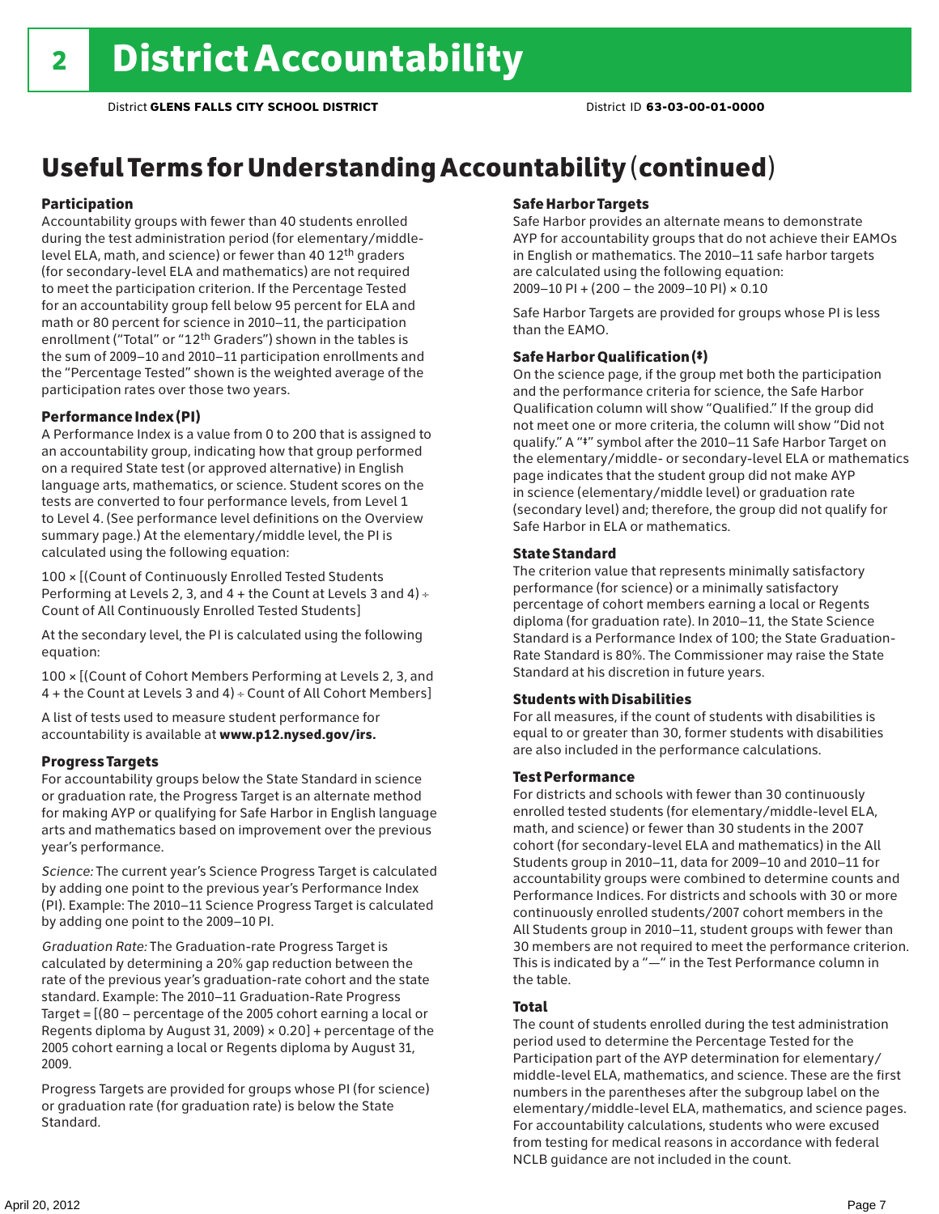# 2 District Accountability

District **GLENS FALLS CITY SCHOOL DISTRICT** District ID **63-03-00-01-0000**

## Useful Terms for Understanding Accountability (continued)

### Participation

Accountability groups with fewer than 40 students enrolled during the test administration period (for elementary/middle-level ELA, math, and science) or fewer than 40 12th graders (for secondary-level ELA and mathematics) are not required to meet the participation criterion. If the Percentage Tested for an accountability group fell below 95 percent for ELA and math or 80 percent for science in 2010–11, the participation enrollment ("Total" or "12th Graders") shown in the tables is the sum of 2009–10 and 2010–11 participation enrollments and the "Percentage Tested" shown is the weighted average of the participation rates over those two years.

### Performance Index (PI)

A Performance Index is a value from 0 to 200 that is assigned to an accountability group, indicating how that group performed on a required State test (or approved alternative) in English language arts, mathematics, or science. Student scores on the tests are converted to four performance levels, from Level 1 to Level 4. (See performance level definitions on the Overview summary page.) At the elementary/middle level, the PI is calculated using the following equation:

100 × [(Count of Continuously Enrolled Tested Students Performing at Levels 2, 3, and 4 + the Count at Levels 3 and 4) ÷ Count of All Continuously Enrolled Tested Students]

At the secondary level, the PI is calculated using the following equation:

100 × [(Count of Cohort Members Performing at Levels 2, 3, and 4 + the Count at Levels 3 and 4) ÷ Count of All Cohort Members]

A list of tests used to measure student performance for accountability is available at **www.p12.nysed.gov/irs.**

### Progress Targets

For accountability groups below the State Standard in science or graduation rate, the Progress Target is an alternate method for making AYP or qualifying for Safe Harbor in English language arts and mathematics based on improvement over the previous year's performance.

*Science:* The current year's Science Progress Target is calculated by adding one point to the previous year's Performance Index (PI). Example: The 2010–11 Science Progress Target is calculated by adding one point to the 2009–10 PI.

*Graduation Rate:* The Graduation-rate Progress Target is calculated by determining a 20% gap reduction between the rate of the previous year's graduation-rate cohort and the state standard. Example: The 2010–11 Graduation-Rate Progress Target = [(80 – percentage of the 2005 cohort earning a local or Regents diploma by August 31, 2009) × 0.20] + percentage of the 2005 cohort earning a local or Regents diploma by August 31, 2009.

Progress Targets are provided for groups whose PI (for science) or graduation rate (for graduation rate) is below the State Standard.

### Safe Harbor Targets

Safe Harbor provides an alternate means to demonstrate AYP for accountability groups that do not achieve their EAMOs in English or mathematics. The 2010–11 safe harbor targets are calculated using the following equation:
2009–10 PI + (200 – the 2009–10 PI) × 0.10

Safe Harbor Targets are provided for groups whose PI is less than the EAMO.

### Safe Harbor Qualification (‡)

On the science page, if the group met both the participation and the performance criteria for science, the Safe Harbor Qualification column will show "Qualified." If the group did not meet one or more criteria, the column will show "Did not qualify." A "‡" symbol after the 2010–11 Safe Harbor Target on the elementary/middle- or secondary-level ELA or mathematics page indicates that the student group did not make AYP in science (elementary/middle level) or graduation rate (secondary level) and; therefore, the group did not qualify for Safe Harbor in ELA or mathematics.

### State Standard

The criterion value that represents minimally satisfactory performance (for science) or a minimally satisfactory percentage of cohort members earning a local or Regents diploma (for graduation rate). In 2010–11, the State Science Standard is a Performance Index of 100; the State Graduation-Rate Standard is 80%. The Commissioner may raise the State Standard at his discretion in future years.

### Students with Disabilities

For all measures, if the count of students with disabilities is equal to or greater than 30, former students with disabilities are also included in the performance calculations.

### Test Performance

For districts and schools with fewer than 30 continuously enrolled tested students (for elementary/middle-level ELA, math, and science) or fewer than 30 students in the 2007 cohort (for secondary-level ELA and mathematics) in the All Students group in 2010–11, data for 2009–10 and 2010–11 for accountability groups were combined to determine counts and Performance Indices. For districts and schools with 30 or more continuously enrolled students/2007 cohort members in the All Students group in 2010–11, student groups with fewer than 30 members are not required to meet the performance criterion. This is indicated by a "—" in the Test Performance column in the table.

### Total

The count of students enrolled during the test administration period used to determine the Percentage Tested for the Participation part of the AYP determination for elementary/middle-level ELA, mathematics, and science. These are the first numbers in the parentheses after the subgroup label on the elementary/middle-level ELA, mathematics, and science pages. For accountability calculations, students who were excused from testing for medical reasons in accordance with federal NCLB guidance are not included in the count.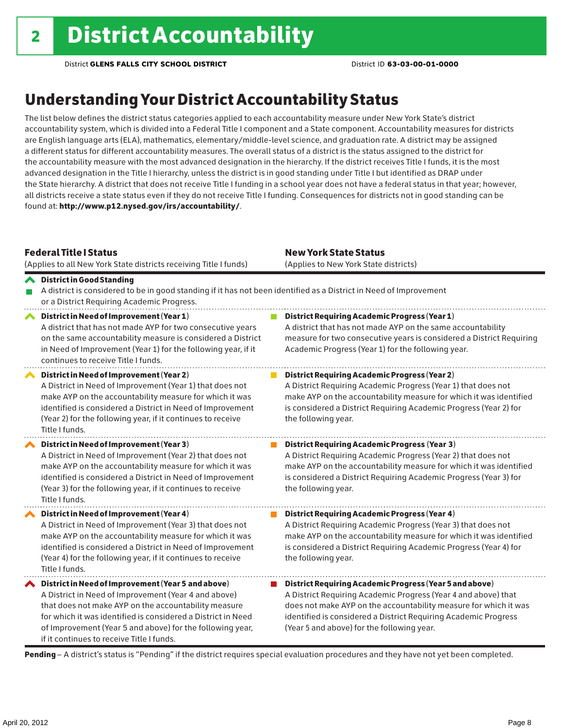# 2 District Accountability

District **GLENS FALLS CITY SCHOOL DISTRICT** District ID **63-03-00-01-0000**

## Understanding Your District Accountability Status

The list below defines the district status categories applied to each accountability measure under New York State's district accountability system, which is divided into a Federal Title I component and a State component. Accountability measures for districts are English language arts (ELA), mathematics, elementary/middle-level science, and graduation rate. A district may be assigned a different status for different accountability measures. The overall status of a district is the status assigned to the district for the accountability measure with the most advanced designation in the hierarchy. If the district receives Title I funds, it is the most advanced designation in the Title I hierarchy, unless the district is in good standing under Title I but identified as DRAP under the State hierarchy. A district that does not receive Title I funding in a school year does not have a federal status in that year; however, all districts receive a state status even if they do not receive Title I funding. Consequences for districts not in good standing can be found at: **http://www.p12.nysed.gov/irs/accountability/**.

| **Federal Title I Status** (Applies to all New York State districts receiving Title I funds) | **New York State Status** (Applies to New York State districts) |
|---|---|
| **District in Good Standing** A district is considered to be in good standing if it has not been identified as a District in Need of Improvement or a District Requiring Academic Progress. | |
| **District in Need of Improvement (Year 1)** A district that has not made AYP for two consecutive years on the same accountability measure is considered a District in Need of Improvement (Year 1) for the following year, if it continues to receive Title I funds. | **District Requiring Academic Progress (Year 1)** A district that has not made AYP on the same accountability measure for two consecutive years is considered a District Requiring Academic Progress (Year 1) for the following year. |
| **District in Need of Improvement (Year 2)** A District in Need of Improvement (Year 1) that does not make AYP on the accountability measure for which it was identified is considered a District in Need of Improvement (Year 2) for the following year, if it continues to receive Title I funds. | **District Requiring Academic Progress (Year 2)** A District Requiring Academic Progress (Year 1) that does not make AYP on the accountability measure for which it was identified is considered a District Requiring Academic Progress (Year 2) for the following year. |
| **District in Need of Improvement (Year 3)** A District in Need of Improvement (Year 2) that does not make AYP on the accountability measure for which it was identified is considered a District in Need of Improvement (Year 3) for the following year, if it continues to receive Title I funds. | **District Requiring Academic Progress (Year 3)** A District Requiring Academic Progress (Year 2) that does not make AYP on the accountability measure for which it was identified is considered a District Requiring Academic Progress (Year 3) for the following year. |
| **District in Need of Improvement (Year 4)** A District in Need of Improvement (Year 3) that does not make AYP on the accountability measure for which it was identified is considered a District in Need of Improvement (Year 4) for the following year, if it continues to receive Title I funds. | **District Requiring Academic Progress (Year 4)** A District Requiring Academic Progress (Year 3) that does not make AYP on the accountability measure for which it was identified is considered a District Requiring Academic Progress (Year 4) for the following year. |
| **District in Need of Improvement (Year 5 and above)** A District in Need of Improvement (Year 4 and above) that does not make AYP on the accountability measure for which it was identified is considered a District in Need of Improvement (Year 5 and above) for the following year, if it continues to receive Title I funds. | **District Requiring Academic Progress (Year 5 and above)** A District Requiring Academic Progress (Year 4 and above) that does not make AYP on the accountability measure for which it was identified is considered a District Requiring Academic Progress (Year 5 and above) for the following year. |

**Pending** – A district's status is "Pending" if the district requires special evaluation procedures and they have not yet been completed.

April 20, 2012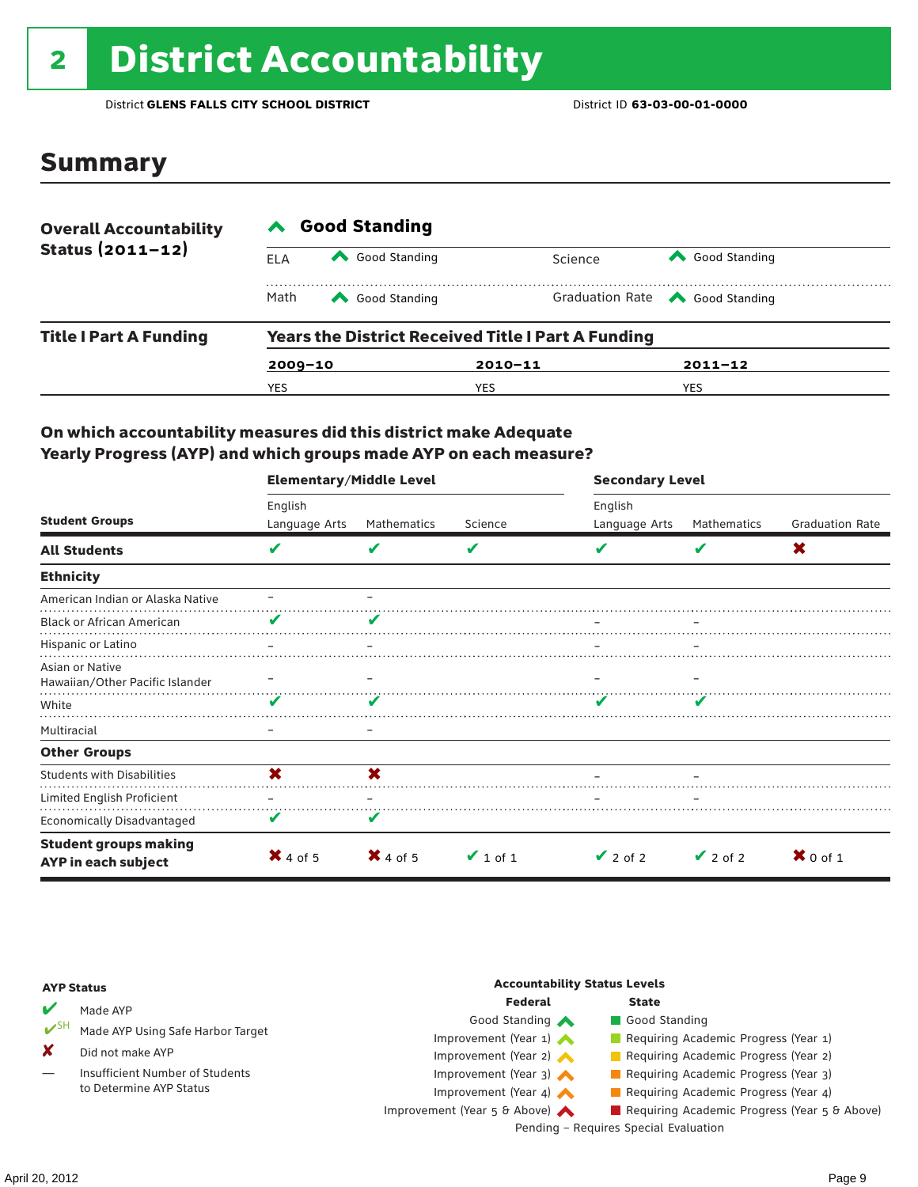# 2 District Accountability

District **GLENS FALLS CITY SCHOOL DISTRICT** District ID **63-03-00-01-0000**

## Summary

| **Overall Accountability Status (2011–12)** | **Good Standing** | | | |
|---|---|---|---|---|
| | ELA | Good Standing | Science | Good Standing |
| | Math | Good Standing | Graduation Rate | Good Standing |

| **Title I Part A Funding** | **Years the District Received Title I Part A Funding** | | |
|---|---|---|---|
| | **2009–10** | **2010–11** | **2011–12** |
| | YES | YES | YES |

### On which accountability measures did this district make Adequate Yearly Progress (AYP) and which groups made AYP on each measure?

| Student Groups | Elementary/Middle Level: English Language Arts | Elementary/Middle Level: Mathematics | Elementary/Middle Level: Science | Secondary Level: English Language Arts | Secondary Level: Mathematics | Secondary Level: Graduation Rate |
|---|---|---|---|---|---|---|
| **All Students** | ✔ | ✔ | ✔ | ✔ | ✔ | ✘ |
| **Ethnicity** | | | | | | |
| American Indian or Alaska Native | – | – | | | | |
| Black or African American | ✔ | ✔ | | – | – | |
| Hispanic or Latino | – | – | | – | – | |
| Asian or Native Hawaiian/Other Pacific Islander | – | – | | – | – | |
| White | ✔ | ✔ | | ✔ | ✔ | |
| Multiracial | – | – | | | | |
| **Other Groups** | | | | | | |
| Students with Disabilities | ✘ | ✘ | | – | – | |
| Limited English Proficient | – | – | | – | – | |
| Economically Disadvantaged | ✔ | ✔ | | | | |
| **Student groups making AYP in each subject** | ✘ 4 of 5 | ✘ 4 of 5 | ✔ 1 of 1 | ✔ 2 of 2 | ✔ 2 of 2 | ✘ 0 of 1 |

**AYP Status**

- ✔ Made AYP
- ✔SH Made AYP Using Safe Harbor Target
- ✘ Did not make AYP
- — Insufficient Number of Students to Determine AYP Status

**Accountability Status Levels**

| Federal | State |
|---|---|
| Good Standing | Good Standing |
| Improvement (Year 1) | Requiring Academic Progress (Year 1) |
| Improvement (Year 2) | Requiring Academic Progress (Year 2) |
| Improvement (Year 3) | Requiring Academic Progress (Year 3) |
| Improvement (Year 4) | Requiring Academic Progress (Year 4) |
| Improvement (Year 5 & Above) | Requiring Academic Progress (Year 5 & Above) |

Pending – Requires Special Evaluation

April 20, 2012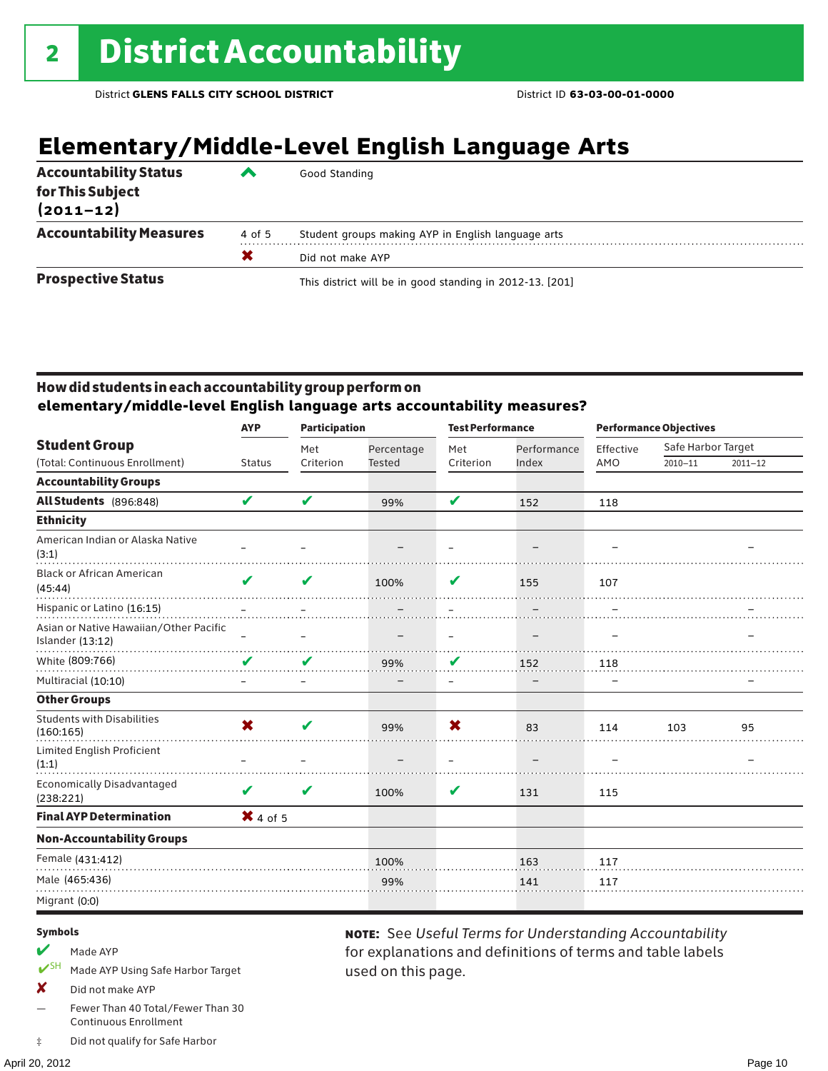# 2 District Accountability

District **GLENS FALLS CITY SCHOOL DISTRICT** District ID **63-03-00-01-0000**

## Elementary/Middle-Level English Language Arts

| | | |
|---|---|---|
| **Accountability Status for This Subject (2011–12)** | ✔ | Good Standing |
| **Accountability Measures** | 4 of 5 | Student groups making AYP in English language arts |
| | ✘ | Did not make AYP |
| **Prospective Status** | | This district will be in good standing in 2012-13. [201] |

### How did students in each accountability group perform on elementary/middle-level English language arts accountability measures?

| Student Group (Total: Continuous Enrollment) | AYP Status | Participation: Met Criterion | Participation: Percentage Tested | Test Performance: Met Criterion | Test Performance: Performance Index | Performance Objectives: Effective AMO | Safe Harbor Target 2010–11 | Safe Harbor Target 2011–12 |
|---|---|---|---|---|---|---|---|---|
| **Accountability Groups** | | | | | | | | |
| **All Students** (896:848) | ✔ | ✔ | 99% | ✔ | 152 | 118 | | |
| **Ethnicity** | | | | | | | | |
| American Indian or Alaska Native (3:1) | – | – | – | – | – | – | | – |
| Black or African American (45:44) | ✔ | ✔ | 100% | ✔ | 155 | 107 | | |
| Hispanic or Latino (16:15) | – | – | – | – | – | – | | – |
| Asian or Native Hawaiian/Other Pacific Islander (13:12) | – | – | – | – | – | – | | – |
| White (809:766) | ✔ | ✔ | 99% | ✔ | 152 | 118 | | |
| Multiracial (10:10) | – | – | – | – | – | – | | – |
| **Other Groups** | | | | | | | | |
| Students with Disabilities (160:165) | ✘ | ✔ | 99% | ✘ | 83 | 114 | 103 | 95 |
| Limited English Proficient (1:1) | – | – | – | – | – | – | | – |
| Economically Disadvantaged (238:221) | ✔ | ✔ | 100% | ✔ | 131 | 115 | | |
| **Final AYP Determination** | ✘ 4 of 5 | | | | | | | |
| **Non-Accountability Groups** | | | | | | | | |
| Female (431:412) | | | 100% | | 163 | 117 | | |
| Male (465:436) | | | 99% | | 141 | 117 | | |
| Migrant (0:0) | | | | | | | | |

**Symbols**

- ✔ Made AYP
- ✔SH Made AYP Using Safe Harbor Target
- ✘ Did not make AYP
- — Fewer Than 40 Total/Fewer Than 30 Continuous Enrollment
- ‡ Did not qualify for Safe Harbor

**NOTE:** See *Useful Terms for Understanding Accountability* for explanations and definitions of terms and table labels used on this page.

April 20, 2012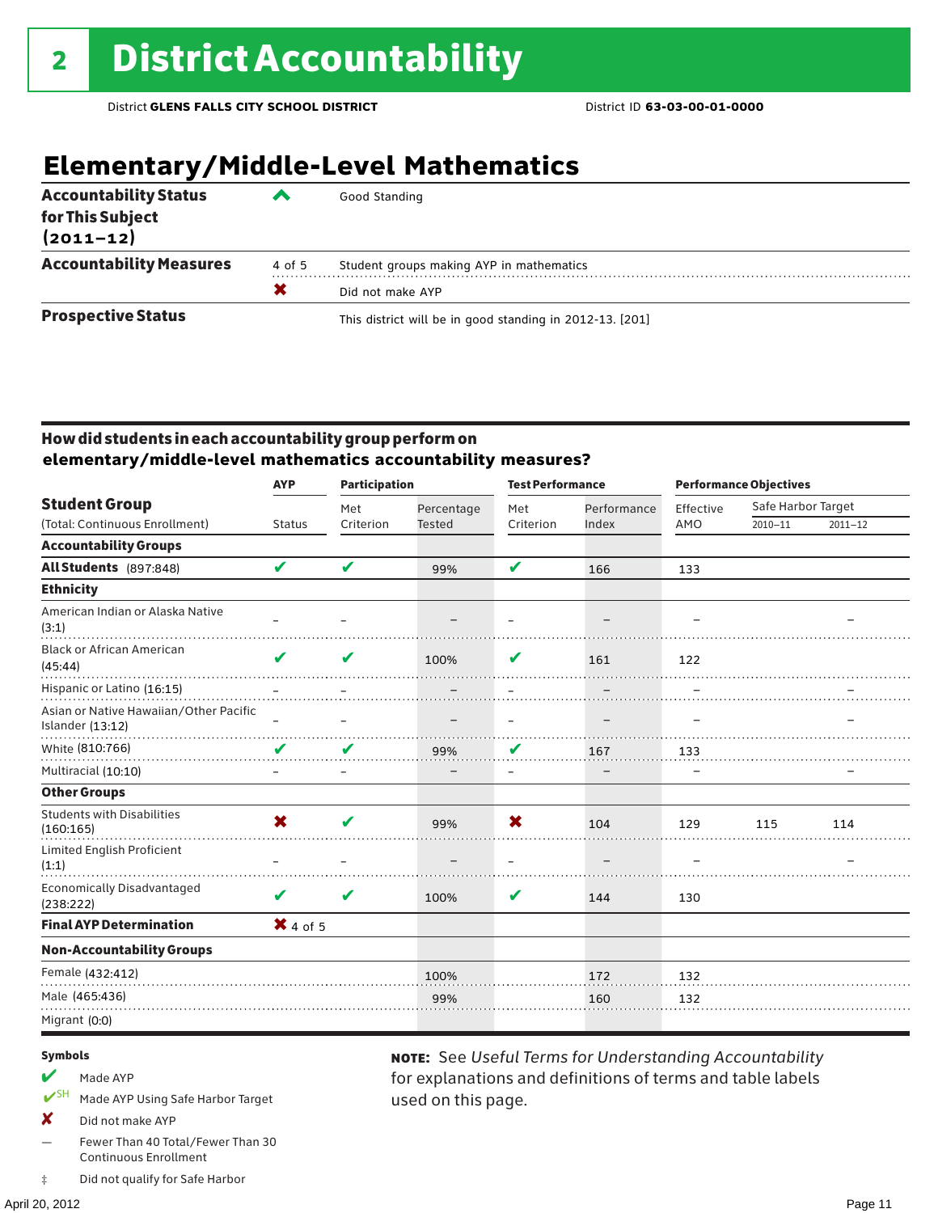# 2 District Accountability

District **GLENS FALLS CITY SCHOOL DISTRICT** District ID **63-03-00-01-0000**

## Elementary/Middle-Level Mathematics

| | | |
|---|---|---|
| **Accountability Status for This Subject (2011–12)** | ^ | Good Standing |
| **Accountability Measures** | 4 of 5 | Student groups making AYP in mathematics |
| | ✖ | Did not make AYP |
| **Prospective Status** | | This district will be in good standing in 2012-13. [201] |

### How did students in each accountability group perform on elementary/middle-level mathematics accountability measures?

| Student Group (Total: Continuous Enrollment) | AYP | Participation | | Test Performance | | Performance Objectives | | |
|---|---|---|---|---|---|---|---|---|
| | Status | Met Criterion | Percentage Tested | Met Criterion | Performance Index | Effective AMO | Safe Harbor Target 2010–11 | Safe Harbor Target 2011–12 |
| **Accountability Groups** | | | | | | | | |
| **All Students** (897:848) | ✔ | ✔ | 99% | ✔ | 166 | 133 | | |
| **Ethnicity** | | | | | | | | |
| American Indian or Alaska Native (3:1) | – | – | – | – | – | – | | – |
| Black or African American (45:44) | ✔ | ✔ | 100% | ✔ | 161 | 122 | | |
| Hispanic or Latino (16:15) | – | – | – | – | – | – | | – |
| Asian or Native Hawaiian/Other Pacific Islander (13:12) | – | – | – | – | – | – | | – |
| White (810:766) | ✔ | ✔ | 99% | ✔ | 167 | 133 | | |
| Multiracial (10:10) | – | – | – | – | – | – | | – |
| **Other Groups** | | | | | | | | |
| Students with Disabilities (160:165) | ✖ | ✔ | 99% | ✖ | 104 | 129 | 115 | 114 |
| Limited English Proficient (1:1) | – | – | – | – | – | – | | – |
| Economically Disadvantaged (238:222) | ✔ | ✔ | 100% | ✔ | 144 | 130 | | |
| **Final AYP Determination** | ✖ 4 of 5 | | | | | | | |
| **Non-Accountability Groups** | | | | | | | | |
| Female (432:412) | | | 100% | | 172 | 132 | | |
| Male (465:436) | | | 99% | | 160 | 132 | | |
| Migrant (0:0) | | | | | | | | |

**Symbols**

- ✔ Made AYP
- ✔SH Made AYP Using Safe Harbor Target
- ✖ Did not make AYP
- — Fewer Than 40 Total/Fewer Than 30 Continuous Enrollment
- ‡ Did not qualify for Safe Harbor

**NOTE:** See *Useful Terms for Understanding Accountability* for explanations and definitions of terms and table labels used on this page.

April 20, 2012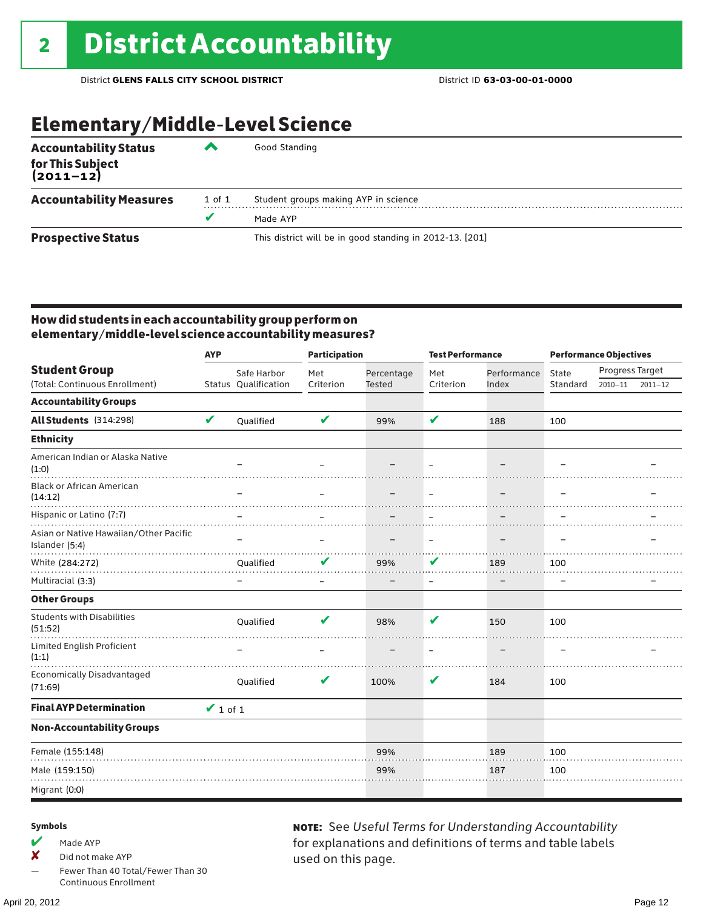# 2 District Accountability

District **GLENS FALLS CITY SCHOOL DISTRICT** District ID **63-03-00-01-0000**

## Elementary/Middle-Level Science

| | | |
|---|---|---|
| **Accountability Status for This Subject (2011–12)** | ^ | Good Standing |
| **Accountability Measures** | 1 of 1 | Student groups making AYP in science |
| | ✔ | Made AYP |
| **Prospective Status** | | This district will be in good standing in 2012-13. [201] |

### How did students in each accountability group perform on elementary/middle-level science accountability measures?

| Student Group (Total: Continuous Enrollment) | AYP Status | AYP Safe Harbor Qualification | Participation Met Criterion | Participation Percentage Tested | Test Performance Met Criterion | Test Performance Performance Index | Performance Objectives State Standard | Progress Target 2010–11 | Progress Target 2011–12 |
|---|---|---|---|---|---|---|---|---|---|
| **Accountability Groups** | | | | | | | | | |
| **All Students** (314:298) | ✔ | Qualified | ✔ | 99% | ✔ | 188 | 100 | | |
| **Ethnicity** | | | | | | | | | |
| American Indian or Alaska Native (1:0) | | – | – | – | – | – | – | | – |
| Black or African American (14:12) | | – | – | – | – | – | – | | – |
| Hispanic or Latino (7:7) | | – | – | – | – | – | – | | – |
| Asian or Native Hawaiian/Other Pacific Islander (5:4) | | – | – | – | – | – | – | | – |
| White (284:272) | | Qualified | ✔ | 99% | ✔ | 189 | 100 | | |
| Multiracial (3:3) | | – | – | – | – | – | – | | – |
| **Other Groups** | | | | | | | | | |
| Students with Disabilities (51:52) | | Qualified | ✔ | 98% | ✔ | 150 | 100 | | |
| Limited English Proficient (1:1) | | – | – | – | – | – | – | | – |
| Economically Disadvantaged (71:69) | | Qualified | ✔ | 100% | ✔ | 184 | 100 | | |
| **Final AYP Determination** | ✔ 1 of 1 | | | | | | | | |
| **Non-Accountability Groups** | | | | | | | | | |
| Female (155:148) | | | | 99% | | 189 | 100 | | |
| Male (159:150) | | | | 99% | | 187 | 100 | | |
| Migrant (0:0) | | | | | | | | | |

**Symbols**

- ✔ Made AYP
- ✘ Did not make AYP
- — Fewer Than 40 Total/Fewer Than 30 Continuous Enrollment

**NOTE:** See *Useful Terms for Understanding Accountability* for explanations and definitions of terms and table labels used on this page.

April 20, 2012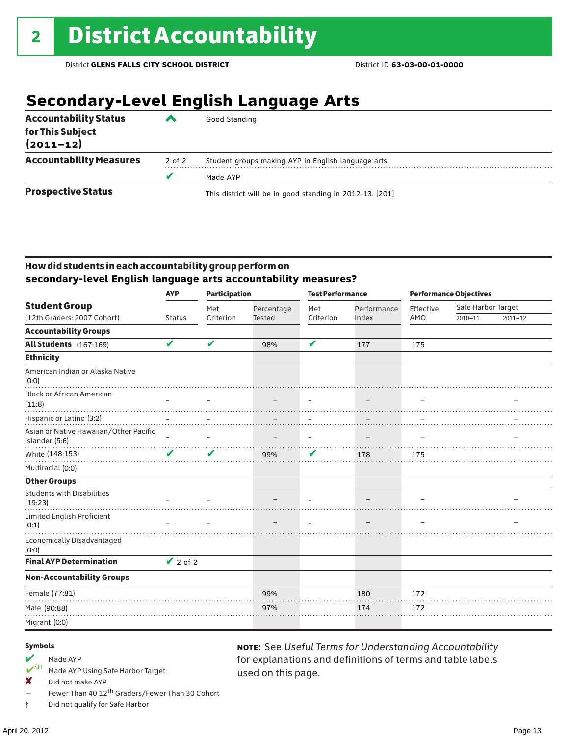# 2 District Accountability

District **GLENS FALLS CITY SCHOOL DISTRICT** District ID **63-03-00-01-0000**

## Secondary-Level English Language Arts

| | | |
|---|---|---|
| **Accountability Status for This Subject (2011–12)** | ^ | Good Standing |
| **Accountability Measures** | 2 of 2 | Student groups making AYP in English language arts |
| | ✔ | Made AYP |
| **Prospective Status** | | This district will be in good standing in 2012-13. [201] |

### How did students in each accountability group perform on secondary-level English language arts accountability measures?

| Student Group (12th Graders: 2007 Cohort) | AYP Status | Participation: Met Criterion | Participation: Percentage Tested | Test Performance: Met Criterion | Test Performance: Performance Index | Performance Objectives: Effective AMO | Safe Harbor Target 2010–11 | Safe Harbor Target 2011–12 |
|---|---|---|---|---|---|---|---|---|
| **Accountability Groups** | | | | | | | | |
| **All Students** (167:169) | ✔ | ✔ | 98% | ✔ | 177 | 175 | | |
| **Ethnicity** | | | | | | | | |
| American Indian or Alaska Native (0:0) | | | | | | | | |
| Black or African American (11:8) | – | – | – | – | – | – | | – |
| Hispanic or Latino (3:2) | – | – | – | – | – | – | | – |
| Asian or Native Hawaiian/Other Pacific Islander (5:6) | – | – | – | – | – | – | | – |
| White (148:153) | ✔ | ✔ | 99% | ✔ | 178 | 175 | | |
| Multiracial (0:0) | | | | | | | | |
| **Other Groups** | | | | | | | | |
| Students with Disabilities (19:23) | – | – | – | – | – | – | | – |
| Limited English Proficient (0:1) | – | – | – | – | – | – | | – |
| Economically Disadvantaged (0:0) | | | | | | | | |
| **Final AYP Determination** | ✔ 2 of 2 | | | | | | | |
| **Non-Accountability Groups** | | | | | | | | |
| Female (77:81) | | | 99% | | 180 | 172 | | |
| Male (90:88) | | | 97% | | 174 | 172 | | |
| Migrant (0:0) | | | | | | | | |

**Symbols**

- ✔ Made AYP
- ✔SH Made AYP Using Safe Harbor Target
- ✘ Did not make AYP
- — Fewer Than 40 12th Graders/Fewer Than 30 Cohort
- ‡ Did not qualify for Safe Harbor

**NOTE:** See *Useful Terms for Understanding Accountability* for explanations and definitions of terms and table labels used on this page.

April 20, 2012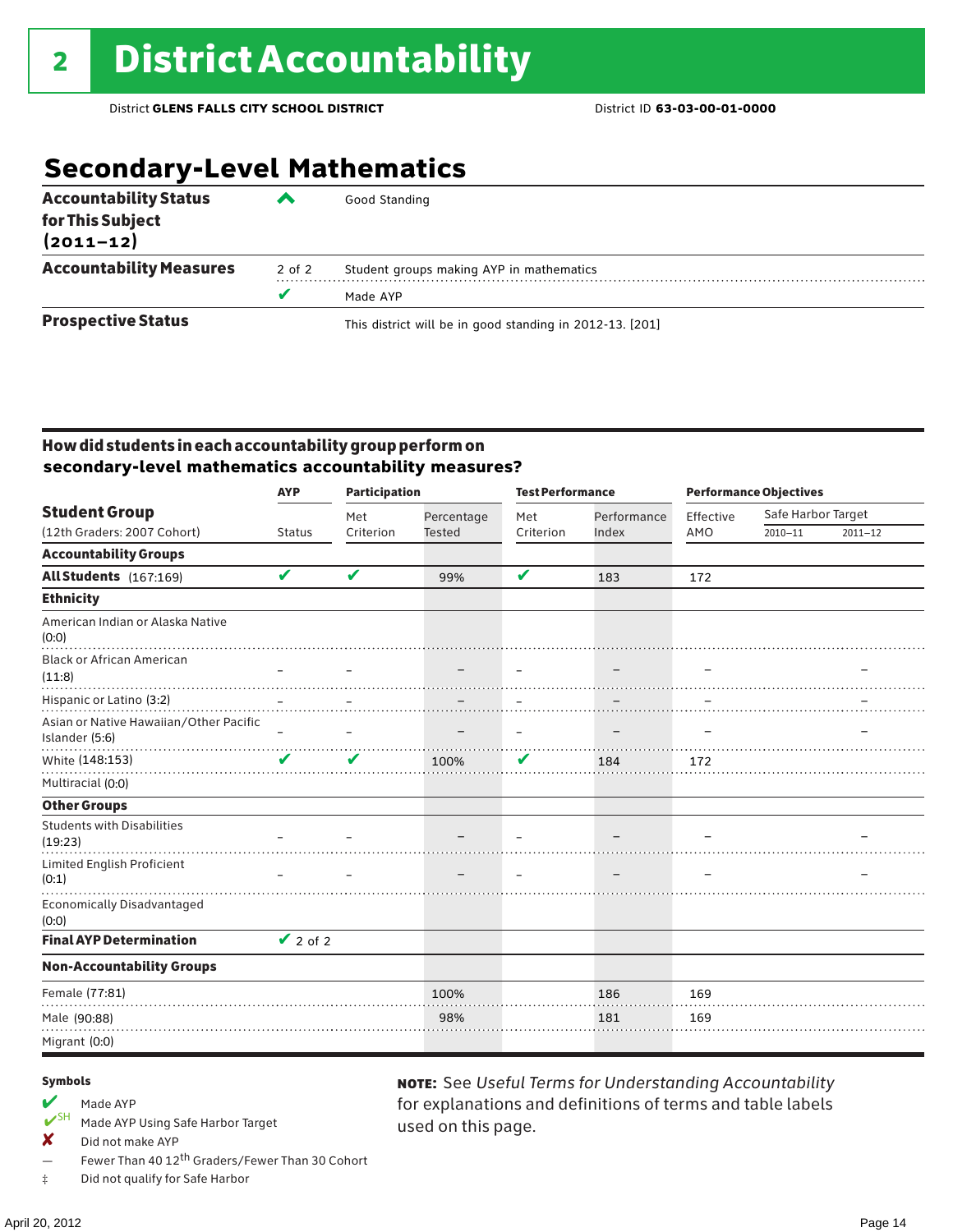## 2 District Accountability

District **GLENS FALLS CITY SCHOOL DISTRICT** District ID **63-03-00-01-0000**

## Secondary-Level Mathematics

| | | |
|---|---|---|
| **Accountability Status for This Subject (2011–12)** | ^ | Good Standing |
| **Accountability Measures** | 2 of 2 | Student groups making AYP in mathematics |
| | ✔ | Made AYP |
| **Prospective Status** | | This district will be in good standing in 2012-13. [201] |

### How did students in each accountability group perform on secondary-level mathematics accountability measures?

| Student Group (12th Graders: 2007 Cohort) | AYP Status | Participation Met Criterion | Participation Percentage Tested | Test Performance Met Criterion | Test Performance Performance Index | Performance Objectives Effective AMO | Safe Harbor Target 2010–11 | Safe Harbor Target 2011–12 |
|---|---|---|---|---|---|---|---|---|
| **Accountability Groups** | | | | | | | | |
| **All Students** (167:169) | ✔ | ✔ | 99% | ✔ | 183 | 172 | | |
| **Ethnicity** | | | | | | | | |
| American Indian or Alaska Native (0:0) | | | | | | | | |
| Black or African American (11:8) | – | – | – | – | – | – | | – |
| Hispanic or Latino (3:2) | – | – | – | – | – | – | | – |
| Asian or Native Hawaiian/Other Pacific Islander (5:6) | – | – | – | – | – | – | | – |
| White (148:153) | ✔ | ✔ | 100% | ✔ | 184 | 172 | | |
| Multiracial (0:0) | | | | | | | | |
| **Other Groups** | | | | | | | | |
| Students with Disabilities (19:23) | – | – | – | – | – | – | | – |
| Limited English Proficient (0:1) | – | – | – | – | – | – | | – |
| Economically Disadvantaged (0:0) | | | | | | | | |
| **Final AYP Determination** | ✔ 2 of 2 | | | | | | | |
| **Non-Accountability Groups** | | | | | | | | |
| Female (77:81) | | | 100% | | 186 | 169 | | |
| Male (90:88) | | | 98% | | 181 | 169 | | |
| Migrant (0:0) | | | | | | | | |

**Symbols**

- ✔ Made AYP
- ✔SH Made AYP Using Safe Harbor Target
- ✘ Did not make AYP
- — Fewer Than 40 12th Graders/Fewer Than 30 Cohort
- ‡ Did not qualify for Safe Harbor

**NOTE:** See *Useful Terms for Understanding Accountability* for explanations and definitions of terms and table labels used on this page.

April 20, 2012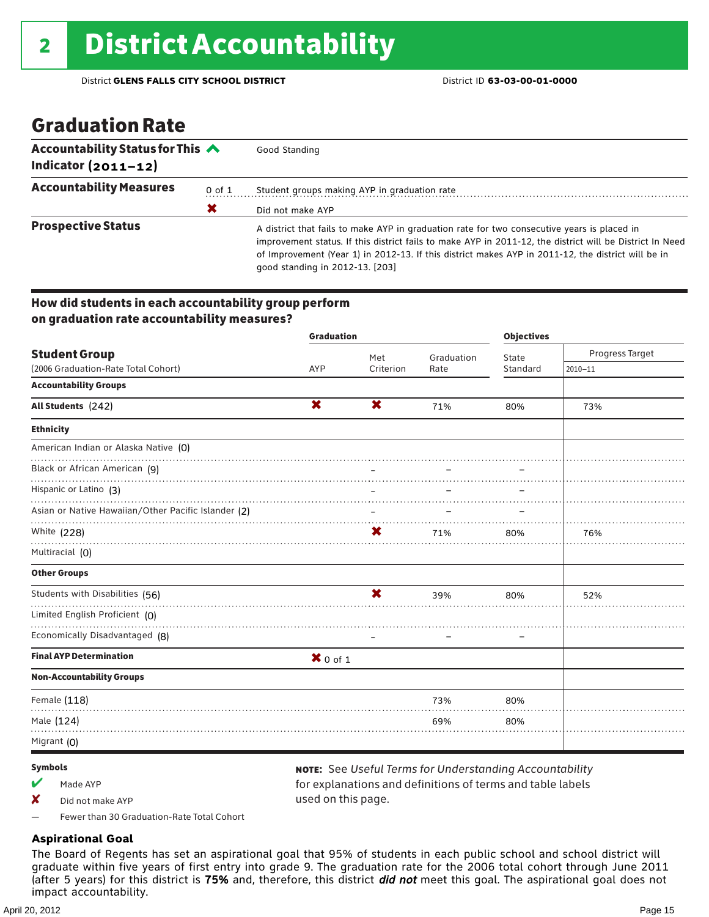# 2 District Accountability

District **GLENS FALLS CITY SCHOOL DISTRICT** District ID **63-03-00-01-0000**

## Graduation Rate

| | | |
|---|---|---|
| **Accountability Status for This Indicator (2011–12)** | | Good Standing |
| **Accountability Measures** | 0 of 1 | Student groups making AYP in graduation rate |
| | ✘ | Did not make AYP |
| **Prospective Status** | | A district that fails to make AYP in graduation rate for two consecutive years is placed in improvement status. If this district fails to make AYP in 2011-12, the district will be District In Need of Improvement (Year 1) in 2012-13. If this district makes AYP in 2011-12, the district will be in good standing in 2012-13. [203] |

### How did students in each accountability group perform on graduation rate accountability measures?

| Student Group (2006 Graduation-Rate Total Cohort) | Graduation AYP | Met Criterion | Graduation Rate | Objectives State Standard | Progress Target 2010–11 |
|---|---|---|---|---|---|
| **Accountability Groups** | | | | | |
| **All Students** (242) | ✘ | ✘ | 71% | 80% | 73% |
| **Ethnicity** | | | | | |
| American Indian or Alaska Native (0) | | | | | |
| Black or African American (9) | | – | – | – | |
| Hispanic or Latino (3) | | – | – | – | |
| Asian or Native Hawaiian/Other Pacific Islander (2) | | – | – | – | |
| White (228) | | ✘ | 71% | 80% | 76% |
| Multiracial (0) | | | | | |
| **Other Groups** | | | | | |
| Students with Disabilities (56) | | ✘ | 39% | 80% | 52% |
| Limited English Proficient (0) | | | | | |
| Economically Disadvantaged (8) | | – | – | – | |
| **Final AYP Determination** | ✘ 0 of 1 | | | | |
| **Non-Accountability Groups** | | | | | |
| Female (118) | | | 73% | 80% | |
| Male (124) | | | 69% | 80% | |
| Migrant (0) | | | | | |

**Symbols**

- ✔ Made AYP
- ✘ Did not make AYP
- — Fewer than 30 Graduation-Rate Total Cohort

**NOTE:** See *Useful Terms for Understanding Accountability* for explanations and definitions of terms and table labels used on this page.

### Aspirational Goal

The Board of Regents has set an aspirational goal that 95% of students in each public school and school district will graduate within five years of first entry into grade 9. The graduation rate for the 2006 total cohort through June 2011 (after 5 years) for this district is **75%** and, therefore, this district ***did not*** meet this goal. The aspirational goal does not impact accountability.

April 20, 2012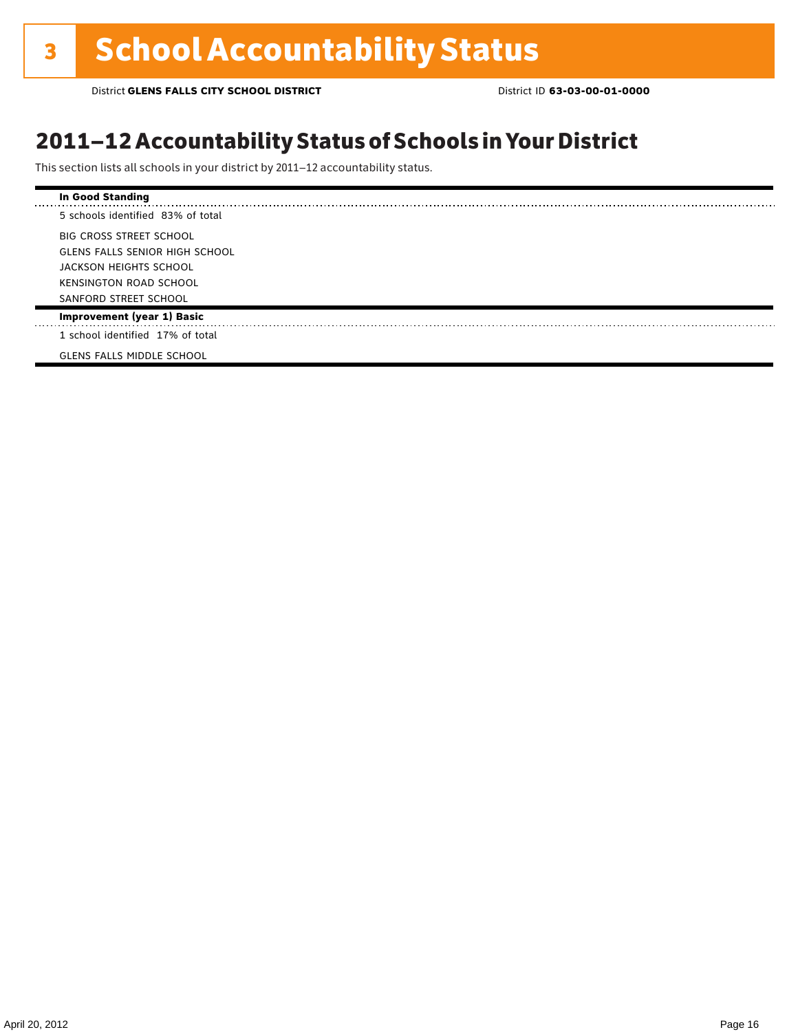# 3 School Accountability Status

District **GLENS FALLS CITY SCHOOL DISTRICT** District ID **63-03-00-01-0000**

## 2011–12 Accountability Status of Schools in Your District

This section lists all schools in your district by 2011–12 accountability status.

**In Good Standing**

5 schools identified 83% of total

BIG CROSS STREET SCHOOL
GLENS FALLS SENIOR HIGH SCHOOL
JACKSON HEIGHTS SCHOOL
KENSINGTON ROAD SCHOOL
SANFORD STREET SCHOOL

**Improvement (year 1) Basic**

1 school identified 17% of total

GLENS FALLS MIDDLE SCHOOL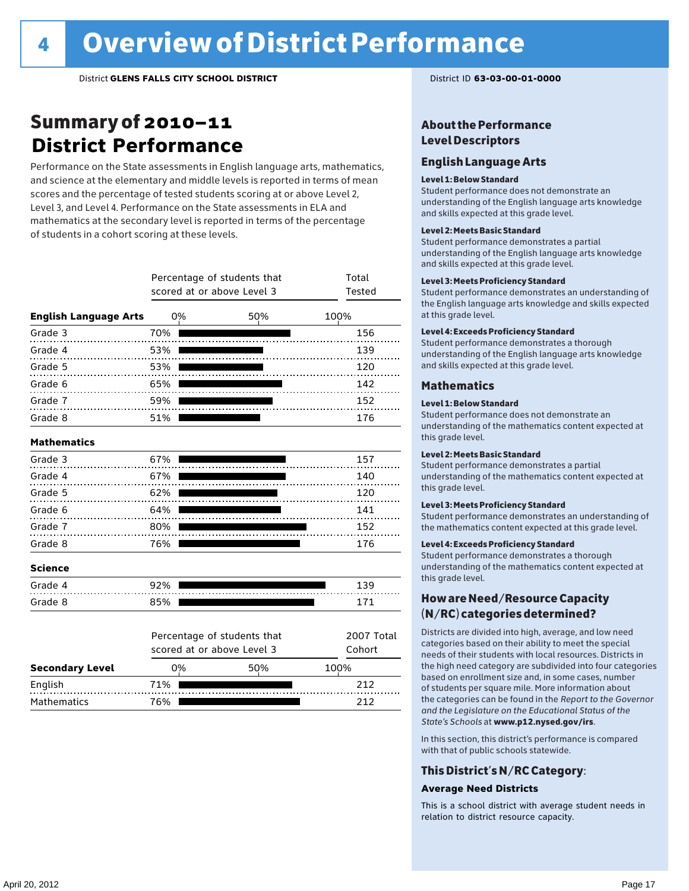# 4 Overview of District Performance

District **GLENS FALLS CITY SCHOOL DISTRICT**

District ID **63-03-00-01-0000**

## Summary of 2010–11 District Performance

Performance on the State assessments in English language arts, mathematics, and science at the elementary and middle levels is reported in terms of mean scores and the percentage of tested students scoring at or above Level 2, Level 3, and Level 4. Performance on the State assessments in ELA and mathematics at the secondary level is reported in terms of the percentage of students in a cohort scoring at these levels.

| | Percentage of students that scored at or above Level 3 | Total Tested |
|---|---|---|
| **English Language Arts** | | |
| Grade 3 | 70% | 156 |
| Grade 4 | 53% | 139 |
| Grade 5 | 53% | 120 |
| Grade 6 | 65% | 142 |
| Grade 7 | 59% | 152 |
| Grade 8 | 51% | 176 |
| **Mathematics** | | |
| Grade 3 | 67% | 157 |
| Grade 4 | 67% | 140 |
| Grade 5 | 62% | 120 |
| Grade 6 | 64% | 141 |
| Grade 7 | 80% | 152 |
| Grade 8 | 76% | 176 |
| **Science** | | |
| Grade 4 | 92% | 139 |
| Grade 8 | 85% | 171 |

| Secondary Level | Percentage of students that scored at or above Level 3 | 2007 Total Cohort |
|---|---|---|
| English | 71% | 212 |
| Mathematics | 76% | 212 |

### About the Performance Level Descriptors

#### English Language Arts

**Level 1: Below Standard**
Student performance does not demonstrate an understanding of the English language arts knowledge and skills expected at this grade level.

**Level 2: Meets Basic Standard**
Student performance demonstrates a partial understanding of the English language arts knowledge and skills expected at this grade level.

**Level 3: Meets Proficiency Standard**
Student performance demonstrates an understanding of the English language arts knowledge and skills expected at this grade level.

**Level 4: Exceeds Proficiency Standard**
Student performance demonstrates a thorough understanding of the English language arts knowledge and skills expected at this grade level.

#### Mathematics

**Level 1: Below Standard**
Student performance does not demonstrate an understanding of the mathematics content expected at this grade level.

**Level 2: Meets Basic Standard**
Student performance demonstrates a partial understanding of the mathematics content expected at this grade level.

**Level 3: Meets Proficiency Standard**
Student performance demonstrates an understanding of the mathematics content expected at this grade level.

**Level 4: Exceeds Proficiency Standard**
Student performance demonstrates a thorough understanding of the mathematics content expected at this grade level.

### How are Need/Resource Capacity (N/RC) categories determined?

Districts are divided into high, average, and low need categories based on their ability to meet the special needs of their students with local resources. Districts in the high need category are subdivided into four categories based on enrollment size and, in some cases, number of students per square mile. More information about the categories can be found in the *Report to the Governor and the Legislature on the Educational Status of the State's Schools* at **www.p12.nysed.gov/irs**.

In this section, this district's performance is compared with that of public schools statewide.

### This District's N/RC Category:

**Average Need Districts**

This is a school district with average student needs in relation to district resource capacity.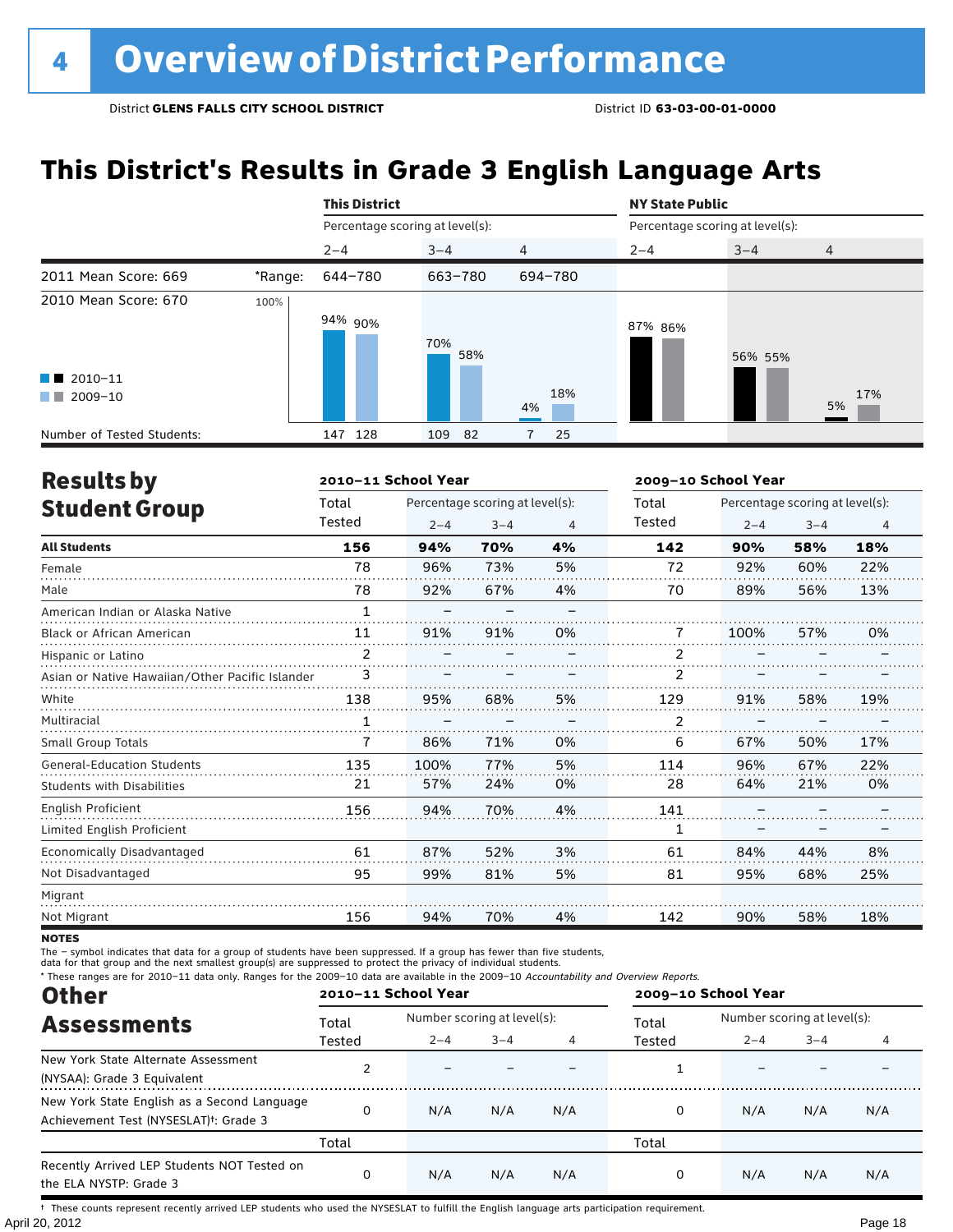# 4 Overview of District Performance

District **GLENS FALLS CITY SCHOOL DISTRICT** District ID **63-03-00-01-0000**

## This District's Results in Grade 3 English Language Arts

| | | This District | | | NY State Public | | |
|---|---|---|---|---|---|---|---|
| | | Percentage scoring at level(s): | | | Percentage scoring at level(s): | | |
| | | 2–4 | 3–4 | 4 | 2–4 | 3–4 | 4 |
| 2011 Mean Score: 669 | *Range: | 644–780 | 663–780 | 694–780 | | | |
| 2010 Mean Score: 670 | 2010–11 | 94% | 70% | 4% | 87% | 56% | 5% |
| | 2009–10 | 90% | 58% | 18% | 86% | 55% | 17% |
| Number of Tested Students: | 2010–11 | 147 | 109 | 7 | | | |
| | 2009–10 | 128 | 82 | 25 | | | |

## Results by Student Group

| | 2010–11 School Year | | | | 2009–10 School Year | | | |
|---|---|---|---|---|---|---|---|---|
| | Total Tested | Percentage scoring at level(s): 2–4 | 3–4 | 4 | Total Tested | Percentage scoring at level(s): 2–4 | 3–4 | 4 |
| **All Students** | **156** | **94%** | **70%** | **4%** | **142** | **90%** | **58%** | **18%** |
| Female | 78 | 96% | 73% | 5% | 72 | 92% | 60% | 22% |
| Male | 78 | 92% | 67% | 4% | 70 | 89% | 56% | 13% |
| American Indian or Alaska Native | 1 | – | – | – | | | | |
| Black or African American | 11 | 91% | 91% | 0% | 7 | 100% | 57% | 0% |
| Hispanic or Latino | 2 | – | – | – | 2 | – | – | – |
| Asian or Native Hawaiian/Other Pacific Islander | 3 | – | – | – | 2 | – | – | – |
| White | 138 | 95% | 68% | 5% | 129 | 91% | 58% | 19% |
| Multiracial | 1 | – | – | – | 2 | – | – | – |
| Small Group Totals | 7 | 86% | 71% | 0% | 6 | 67% | 50% | 17% |
| General-Education Students | 135 | 100% | 77% | 5% | 114 | 96% | 67% | 22% |
| Students with Disabilities | 21 | 57% | 24% | 0% | 28 | 64% | 21% | 0% |
| English Proficient | 156 | 94% | 70% | 4% | 141 | – | – | – |
| Limited English Proficient | | | | | 1 | – | – | – |
| Economically Disadvantaged | 61 | 87% | 52% | 3% | 61 | 84% | 44% | 8% |
| Not Disadvantaged | 95 | 99% | 81% | 5% | 81 | 95% | 68% | 25% |
| Migrant | | | | | | | | |
| Not Migrant | 156 | 94% | 70% | 4% | 142 | 90% | 58% | 18% |

**NOTES**

The – symbol indicates that data for a group of students have been suppressed. If a group has fewer than five students, data for that group and the next smallest group(s) are suppressed to protect the privacy of individual students.

* These ranges are for 2010–11 data only. Ranges for the 2009–10 data are available in the 2009–10 *Accountability and Overview Reports*.

## Other Assessments

| | 2010–11 School Year | | | | 2009–10 School Year | | | |
|---|---|---|---|---|---|---|---|---|
| | Total Tested | Number scoring at level(s): 2–4 | 3–4 | 4 | Total Tested | Number scoring at level(s): 2–4 | 3–4 | 4 |
| New York State Alternate Assessment (NYSAA): Grade 3 Equivalent | 2 | – | – | – | 1 | – | – | – |
| New York State English as a Second Language Achievement Test (NYSESLAT)†: Grade 3 | 0 | N/A | N/A | N/A | 0 | N/A | N/A | N/A |
| | Total | | | | Total | | | |
| Recently Arrived LEP Students NOT Tested on the ELA NYSTP: Grade 3 | 0 | N/A | N/A | N/A | 0 | N/A | N/A | N/A |

† These counts represent recently arrived LEP students who used the NYSESLAT to fulfill the English language arts participation requirement.

April 20, 2012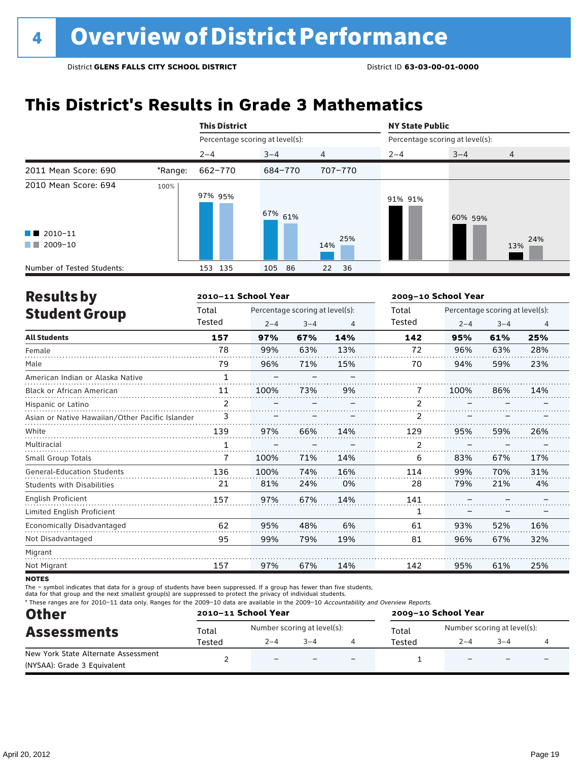# 4 Overview of District Performance

District **GLENS FALLS CITY SCHOOL DISTRICT** District ID **63-03-00-01-0000**

## This District's Results in Grade 3 Mathematics

| | | This District | | | NY State Public | | |
|---|---|---|---|---|---|---|---|
| | | Percentage scoring at level(s): | | | Percentage scoring at level(s): | | |
| | | 2–4 | 3–4 | 4 | 2–4 | 3–4 | 4 |
| 2011 Mean Score: 690 | *Range: | 662–770 | 684–770 | 707–770 | | | |
| 2010 Mean Score: 694 | 2010–11 | 97% | 67% | 14% | 91% | 60% | 13% |
| | 2009–10 | 95% | 61% | 25% | 91% | 59% | 24% |
| Number of Tested Students: | 2010–11 | 153 | 105 | 22 | | | |
| | 2009–10 | 135 | 86 | 36 | | | |

## Results by Student Group

| | 2010–11 School Year | | | | 2009–10 School Year | | | |
|---|---|---|---|---|---|---|---|---|
| | Total Tested | Percentage scoring at level(s): 2–4 | 3–4 | 4 | Total Tested | Percentage scoring at level(s): 2–4 | 3–4 | 4 |
| **All Students** | **157** | **97%** | **67%** | **14%** | **142** | **95%** | **61%** | **25%** |
| Female | 78 | 99% | 63% | 13% | 72 | 96% | 63% | 28% |
| Male | 79 | 96% | 71% | 15% | 70 | 94% | 59% | 23% |
| American Indian or Alaska Native | 1 | – | – | – | | | | |
| Black or African American | 11 | 100% | 73% | 9% | 7 | 100% | 86% | 14% |
| Hispanic or Latino | 2 | – | – | – | 2 | – | – | – |
| Asian or Native Hawaiian/Other Pacific Islander | 3 | – | – | – | 2 | – | – | – |
| White | 139 | 97% | 66% | 14% | 129 | 95% | 59% | 26% |
| Multiracial | 1 | – | – | – | 2 | – | – | – |
| Small Group Totals | 7 | 100% | 71% | 14% | 6 | 83% | 67% | 17% |
| General-Education Students | 136 | 100% | 74% | 16% | 114 | 99% | 70% | 31% |
| Students with Disabilities | 21 | 81% | 24% | 0% | 28 | 79% | 21% | 4% |
| English Proficient | 157 | 97% | 67% | 14% | 141 | – | – | – |
| Limited English Proficient | | | | | 1 | – | – | – |
| Economically Disadvantaged | 62 | 95% | 48% | 6% | 61 | 93% | 52% | 16% |
| Not Disadvantaged | 95 | 99% | 79% | 19% | 81 | 96% | 67% | 32% |
| Migrant | | | | | | | | |
| Not Migrant | 157 | 97% | 67% | 14% | 142 | 95% | 61% | 25% |

**NOTES**

The – symbol indicates that data for a group of students have been suppressed. If a group has fewer than five students, data for that group and the next smallest group(s) are suppressed to protect the privacy of individual students.

* These ranges are for 2010–11 data only. Ranges for the 2009–10 data are available in the 2009–10 *Accountability and Overview Reports.*

## Other Assessments

| | 2010–11 School Year | | | | 2009–10 School Year | | | |
|---|---|---|---|---|---|---|---|---|
| | Total Tested | Number scoring at level(s): 2–4 | 3–4 | 4 | Total Tested | Number scoring at level(s): 2–4 | 3–4 | 4 |
| New York State Alternate Assessment (NYSAA): Grade 3 Equivalent | 2 | – | – | – | 1 | – | – | – |

April 20, 2012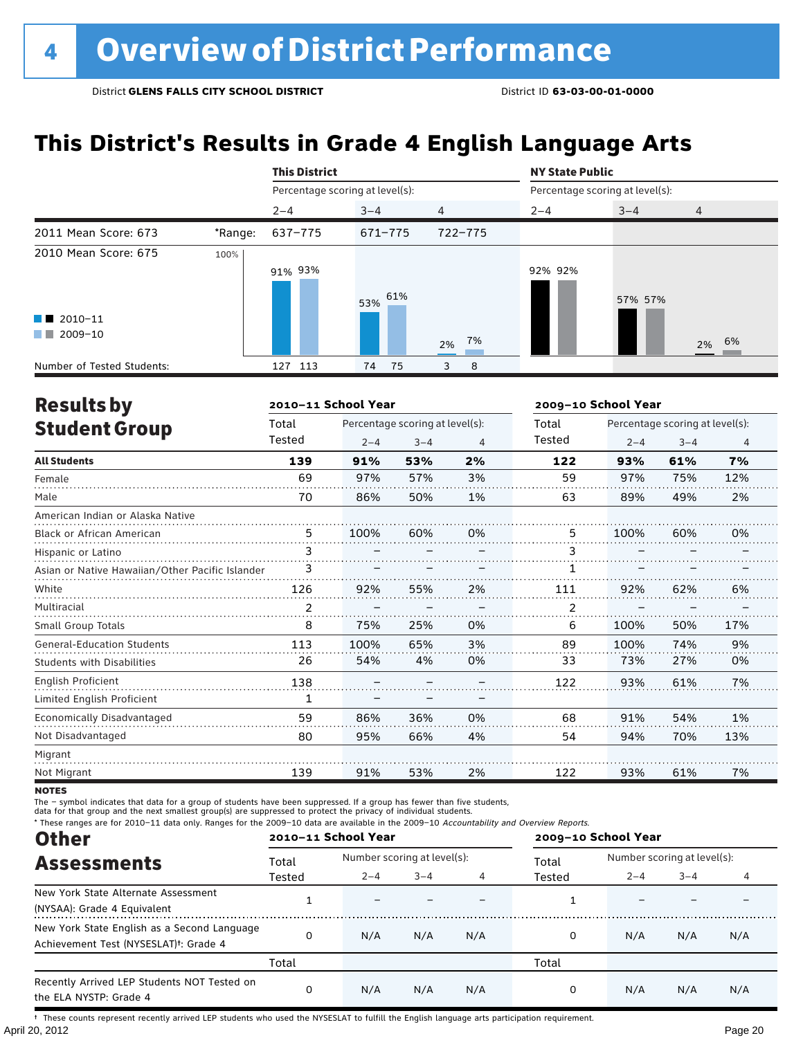# 4 Overview of District Performance

District **GLENS FALLS CITY SCHOOL DISTRICT** District ID **63-03-00-01-0000**

## This District's Results in Grade 4 English Language Arts

| | | This District | | | NY State Public | | |
|---|---|---|---|---|---|---|---|
| | | Percentage scoring at level(s): | | | Percentage scoring at level(s): | | |
| | | 2–4 | 3–4 | 4 | 2–4 | 3–4 | 4 |
| 2011 Mean Score: 673 | *Range: | 637–775 | 671–775 | 722–775 | | | |
| 2010 Mean Score: 675 | | | | | | | |
| 2010–11 | | 91% | 53% | 2% | 92% | 57% | 2% |
| 2009–10 | | 93% | 61% | 7% | 92% | 57% | 6% |
| Number of Tested Students: 2010–11 | | 127 | 74 | 3 | | | |
| Number of Tested Students: 2009–10 | | 113 | 75 | 8 | | | |

## Results by Student Group

| | 2010–11 School Year | | | | 2009–10 School Year | | | |
|---|---|---|---|---|---|---|---|---|
| | Total Tested | Percentage scoring at level(s): 2–4 | 3–4 | 4 | Total Tested | Percentage scoring at level(s): 2–4 | 3–4 | 4 |
| **All Students** | **139** | **91%** | **53%** | **2%** | **122** | **93%** | **61%** | **7%** |
| Female | 69 | 97% | 57% | 3% | 59 | 97% | 75% | 12% |
| Male | 70 | 86% | 50% | 1% | 63 | 89% | 49% | 2% |
| American Indian or Alaska Native | | | | | | | | |
| Black or African American | 5 | 100% | 60% | 0% | 5 | 100% | 60% | 0% |
| Hispanic or Latino | 3 | – | – | – | 3 | – | – | – |
| Asian or Native Hawaiian/Other Pacific Islander | 3 | – | – | – | 1 | – | – | – |
| White | 126 | 92% | 55% | 2% | 111 | 92% | 62% | 6% |
| Multiracial | 2 | – | – | – | 2 | – | – | – |
| Small Group Totals | 8 | 75% | 25% | 0% | 6 | 100% | 50% | 17% |
| General-Education Students | 113 | 100% | 65% | 3% | 89 | 100% | 74% | 9% |
| Students with Disabilities | 26 | 54% | 4% | 0% | 33 | 73% | 27% | 0% |
| English Proficient | 138 | – | – | – | 122 | 93% | 61% | 7% |
| Limited English Proficient | 1 | – | – | – | | | | |
| Economically Disadvantaged | 59 | 86% | 36% | 0% | 68 | 91% | 54% | 1% |
| Not Disadvantaged | 80 | 95% | 66% | 4% | 54 | 94% | 70% | 13% |
| Migrant | | | | | | | | |
| Not Migrant | 139 | 91% | 53% | 2% | 122 | 93% | 61% | 7% |

**NOTES**

The – symbol indicates that data for a group of students have been suppressed. If a group has fewer than five students, data for that group and the next smallest group(s) are suppressed to protect the privacy of individual students.

\* These ranges are for 2010–11 data only. Ranges for the 2009–10 data are available in the 2009–10 *Accountability and Overview Reports*.

## Other Assessments

| | 2010–11 School Year | | | | 2009–10 School Year | | | |
|---|---|---|---|---|---|---|---|---|
| | Total Tested | Number scoring at level(s): 2–4 | 3–4 | 4 | Total Tested | Number scoring at level(s): 2–4 | 3–4 | 4 |
| New York State Alternate Assessment (NYSAA): Grade 4 Equivalent | 1 | – | – | – | 1 | – | – | – |
| New York State English as a Second Language Achievement Test (NYSESLAT)†: Grade 4 | 0 | N/A | N/A | N/A | 0 | N/A | N/A | N/A |
| | Total | | | | Total | | | |
| Recently Arrived LEP Students NOT Tested on the ELA NYSTP: Grade 4 | 0 | N/A | N/A | N/A | 0 | N/A | N/A | N/A |

† These counts represent recently arrived LEP students who used the NYSESLAT to fulfill the English language arts participation requirement.

April 20, 2012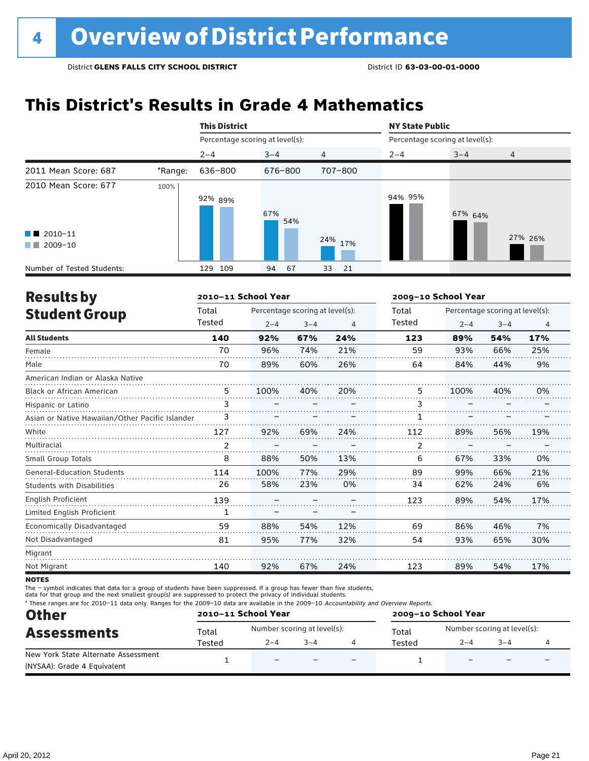# 4 Overview of District Performance

District **GLENS FALLS CITY SCHOOL DISTRICT** District ID **63-03-00-01-0000**

## This District's Results in Grade 4 Mathematics

| | | This District | | | NY State Public | | |
|---|---|---|---|---|---|---|---|
| | | Percentage scoring at level(s): | | | Percentage scoring at level(s): | | |
| | | 2–4 | 3–4 | 4 | 2–4 | 3–4 | 4 |
| 2011 Mean Score: 687 | *Range: | 636–800 | 676–800 | 707–800 | | | |
| 2010 Mean Score: 677 | 2010–11 | 92% | 67% | 24% | 94% | 67% | 27% |
| | 2009–10 | 89% | 54% | 17% | 95% | 64% | 26% |
| Number of Tested Students: | 2010–11 | 129 | 94 | 33 | | | |
| | 2009–10 | 109 | 67 | 21 | | | |

## Results by Student Group

| | 2010–11 School Year | | | | 2009–10 School Year | | | |
|---|---|---|---|---|---|---|---|---|
| | Total Tested | Percentage scoring at level(s): 2–4 | 3–4 | 4 | Total Tested | Percentage scoring at level(s): 2–4 | 3–4 | 4 |
| **All Students** | **140** | **92%** | **67%** | **24%** | **123** | **89%** | **54%** | **17%** |
| Female | 70 | 96% | 74% | 21% | 59 | 93% | 66% | 25% |
| Male | 70 | 89% | 60% | 26% | 64 | 84% | 44% | 9% |
| American Indian or Alaska Native | | | | | | | | |
| Black or African American | 5 | 100% | 40% | 20% | 5 | 100% | 40% | 0% |
| Hispanic or Latino | 3 | – | – | – | 3 | – | – | – |
| Asian or Native Hawaiian/Other Pacific Islander | 3 | – | – | – | 1 | – | – | – |
| White | 127 | 92% | 69% | 24% | 112 | 89% | 56% | 19% |
| Multiracial | 2 | – | – | – | 2 | – | – | – |
| Small Group Totals | 8 | 88% | 50% | 13% | 6 | 67% | 33% | 0% |
| General-Education Students | 114 | 100% | 77% | 29% | 89 | 99% | 66% | 21% |
| Students with Disabilities | 26 | 58% | 23% | 0% | 34 | 62% | 24% | 6% |
| English Proficient | 139 | – | – | – | 123 | 89% | 54% | 17% |
| Limited English Proficient | 1 | – | – | – | | | | |
| Economically Disadvantaged | 59 | 88% | 54% | 12% | 69 | 86% | 46% | 7% |
| Not Disadvantaged | 81 | 95% | 77% | 32% | 54 | 93% | 65% | 30% |
| Migrant | | | | | | | | |
| Not Migrant | 140 | 92% | 67% | 24% | 123 | 89% | 54% | 17% |

**NOTES**

The – symbol indicates that data for a group of students have been suppressed. If a group has fewer than five students, data for that group and the next smallest group(s) are suppressed to protect the privacy of individual students.

* These ranges are for 2010–11 data only. Ranges for the 2009–10 data are available in the 2009–10 *Accountability and Overview Reports.*

## Other Assessments

| | 2010–11 School Year | | | | 2009–10 School Year | | | |
|---|---|---|---|---|---|---|---|---|
| | Total Tested | Number scoring at level(s): 2–4 | 3–4 | 4 | Total Tested | Number scoring at level(s): 2–4 | 3–4 | 4 |
| New York State Alternate Assessment (NYSAA): Grade 4 Equivalent | 1 | – | – | – | 1 | – | – | – |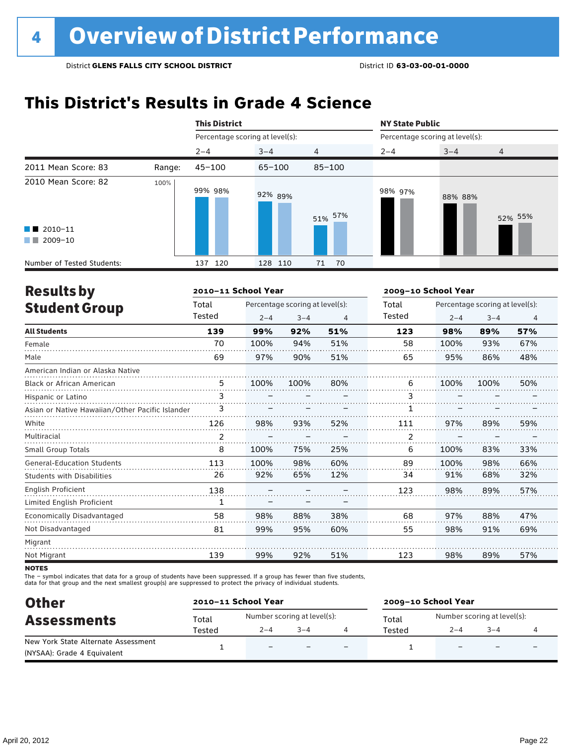# 4 Overview of District Performance

District **GLENS FALLS CITY SCHOOL DISTRICT** District ID **63-03-00-01-0000**

## This District's Results in Grade 4 Science

| | | This District | | | NY State Public | | |
|---|---|---|---|---|---|---|---|
| | | Percentage scoring at level(s): | | | Percentage scoring at level(s): | | |
| | | 2–4 | 3–4 | 4 | 2–4 | 3–4 | 4 |
| 2011 Mean Score: 83 | Range: | 45–100 | 65–100 | 85–100 | | | |
| 2010 Mean Score: 82 | 2010–11 | 99% | 92% | 51% | 98% | 88% | 52% |
| | 2009–10 | 98% | 89% | 57% | 97% | 88% | 55% |
| Number of Tested Students: | 2010–11 | 137 | 128 | 71 | | | |
| | 2009–10 | 120 | 110 | 70 | | | |

## Results by Student Group

| | 2010–11 School Year | | | | 2009–10 School Year | | | |
|---|---|---|---|---|---|---|---|---|
| | Total Tested | Percentage scoring at level(s): 2–4 | 3–4 | 4 | Total Tested | Percentage scoring at level(s): 2–4 | 3–4 | 4 |
| **All Students** | **139** | **99%** | **92%** | **51%** | **123** | **98%** | **89%** | **57%** |
| Female | 70 | 100% | 94% | 51% | 58 | 100% | 93% | 67% |
| Male | 69 | 97% | 90% | 51% | 65 | 95% | 86% | 48% |
| American Indian or Alaska Native | | | | | | | | |
| Black or African American | 5 | 100% | 100% | 80% | 6 | 100% | 100% | 50% |
| Hispanic or Latino | 3 | – | – | – | 3 | – | – | – |
| Asian or Native Hawaiian/Other Pacific Islander | 3 | – | – | – | 1 | – | – | – |
| White | 126 | 98% | 93% | 52% | 111 | 97% | 89% | 59% |
| Multiracial | 2 | – | – | – | 2 | – | – | – |
| Small Group Totals | 8 | 100% | 75% | 25% | 6 | 100% | 83% | 33% |
| General-Education Students | 113 | 100% | 98% | 60% | 89 | 100% | 98% | 66% |
| Students with Disabilities | 26 | 92% | 65% | 12% | 34 | 91% | 68% | 32% |
| English Proficient | 138 | – | – | – | 123 | 98% | 89% | 57% |
| Limited English Proficient | 1 | – | – | – | | | | |
| Economically Disadvantaged | 58 | 98% | 88% | 38% | 68 | 97% | 88% | 47% |
| Not Disadvantaged | 81 | 99% | 95% | 60% | 55 | 98% | 91% | 69% |
| Migrant | | | | | | | | |
| Not Migrant | 139 | 99% | 92% | 51% | 123 | 98% | 89% | 57% |

**NOTES**

The – symbol indicates that data for a group of students have been suppressed. If a group has fewer than five students, data for that group and the next smallest group(s) are suppressed to protect the privacy of individual students.

## Other Assessments

| | 2010–11 School Year | | | | 2009–10 School Year | | | |
|---|---|---|---|---|---|---|---|---|
| | Total Tested | Number scoring at level(s): 2–4 | 3–4 | 4 | Total Tested | Number scoring at level(s): 2–4 | 3–4 | 4 |
| New York State Alternate Assessment (NYSAA): Grade 4 Equivalent | 1 | – | – | – | 1 | – | – | – |

April 20, 2012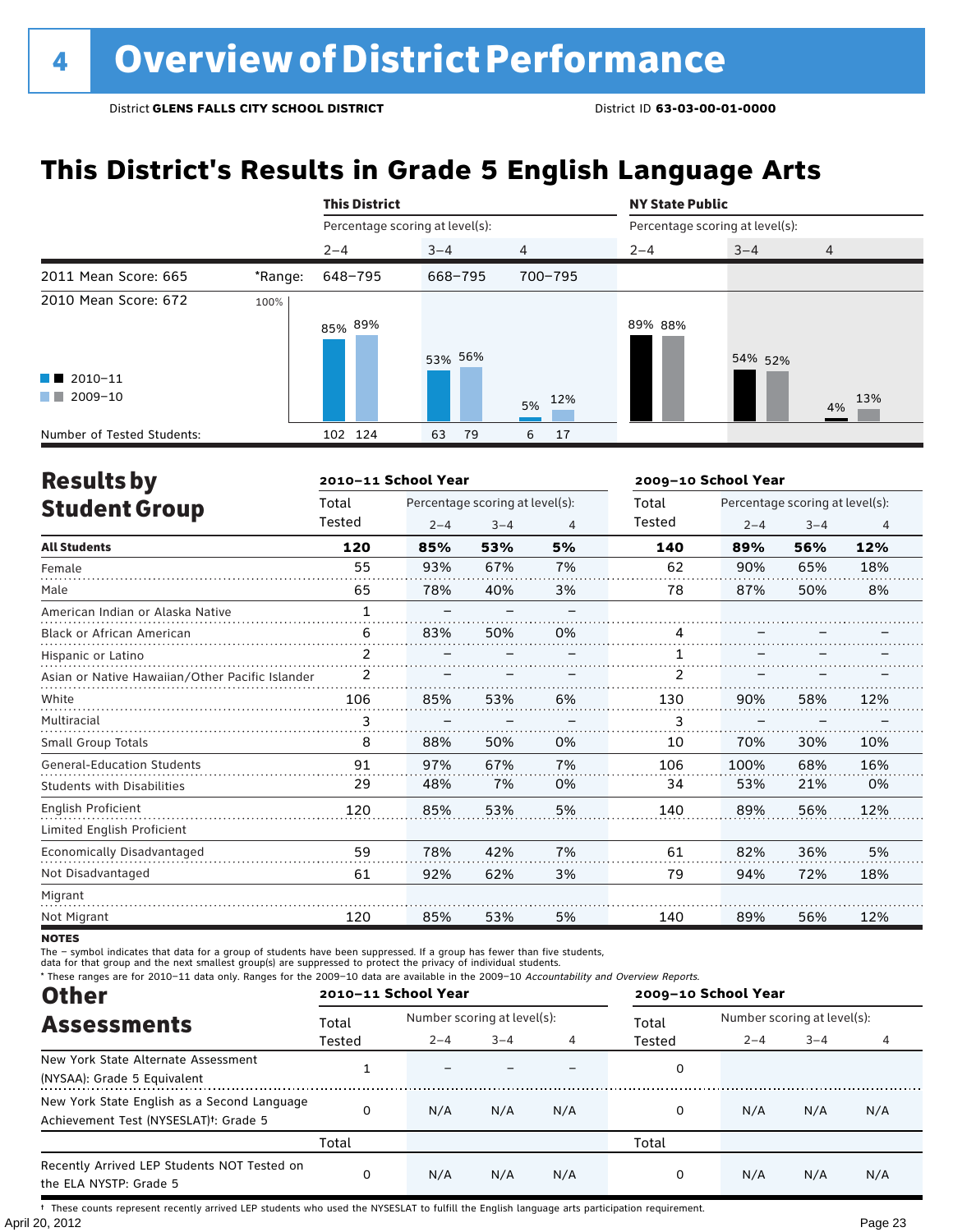# 4 Overview of District Performance

District **GLENS FALLS CITY SCHOOL DISTRICT** District ID **63-03-00-01-0000**

## This District's Results in Grade 5 English Language Arts

| | | This District | | | NY State Public | | |
|---|---|---|---|---|---|---|---|
| | | Percentage scoring at level(s): | | | Percentage scoring at level(s): | | |
| | | 2–4 | 3–4 | 4 | 2–4 | 3–4 | 4 |
| 2011 Mean Score: 665 | *Range: | 648–795 | 668–795 | 700–795 | | | |
| 2010 Mean Score: 672 | | | | | | | |
| 2010–11 | | 85% | 53% | 5% | 89% | 54% | 4% |
| 2009–10 | | 89% | 56% | 12% | 88% | 52% | 13% |
| Number of Tested Students: | | 102 124 | 63 79 | 6 17 | | | |

## Results by Student Group

| | 2010–11 School Year | | | | 2009–10 School Year | | | |
|---|---|---|---|---|---|---|---|---|
| | Total Tested | Percentage scoring at level(s): 2–4 | 3–4 | 4 | Total Tested | Percentage scoring at level(s): 2–4 | 3–4 | 4 |
| **All Students** | **120** | **85%** | **53%** | **5%** | **140** | **89%** | **56%** | **12%** |
| Female | 55 | 93% | 67% | 7% | 62 | 90% | 65% | 18% |
| Male | 65 | 78% | 40% | 3% | 78 | 87% | 50% | 8% |
| American Indian or Alaska Native | 1 | – | – | – | | | | |
| Black or African American | 6 | 83% | 50% | 0% | 4 | – | – | – |
| Hispanic or Latino | 2 | – | – | – | 1 | – | – | – |
| Asian or Native Hawaiian/Other Pacific Islander | 2 | – | – | – | 2 | – | – | – |
| White | 106 | 85% | 53% | 6% | 130 | 90% | 58% | 12% |
| Multiracial | 3 | – | – | – | 3 | – | – | – |
| Small Group Totals | 8 | 88% | 50% | 0% | 10 | 70% | 30% | 10% |
| General-Education Students | 91 | 97% | 67% | 7% | 106 | 100% | 68% | 16% |
| Students with Disabilities | 29 | 48% | 7% | 0% | 34 | 53% | 21% | 0% |
| English Proficient | 120 | 85% | 53% | 5% | 140 | 89% | 56% | 12% |
| Limited English Proficient | | | | | | | | |
| Economically Disadvantaged | 59 | 78% | 42% | 7% | 61 | 82% | 36% | 5% |
| Not Disadvantaged | 61 | 92% | 62% | 3% | 79 | 94% | 72% | 18% |
| Migrant | | | | | | | | |
| Not Migrant | 120 | 85% | 53% | 5% | 140 | 89% | 56% | 12% |

**NOTES**

The – symbol indicates that data for a group of students have been suppressed. If a group has fewer than five students, data for that group and the next smallest group(s) are suppressed to protect the privacy of individual students.

\* These ranges are for 2010–11 data only. Ranges for the 2009–10 data are available in the 2009–10 *Accountability and Overview Reports*.

## Other Assessments

| | 2010–11 School Year | | | | 2009–10 School Year | | | |
|---|---|---|---|---|---|---|---|---|
| | Total Tested | Number scoring at level(s): 2–4 | 3–4 | 4 | Total Tested | Number scoring at level(s): 2–4 | 3–4 | 4 |
| New York State Alternate Assessment (NYSAA): Grade 5 Equivalent | 1 | – | – | – | 0 | | | |
| New York State English as a Second Language Achievement Test (NYSESLAT)†: Grade 5 | 0 | N/A | N/A | N/A | 0 | N/A | N/A | N/A |
| | Total | | | | Total | | | |
| Recently Arrived LEP Students NOT Tested on the ELA NYSTP: Grade 5 | 0 | N/A | N/A | N/A | 0 | N/A | N/A | N/A |

† These counts represent recently arrived LEP students who used the NYSESLAT to fulfill the English language arts participation requirement.

April 20, 2012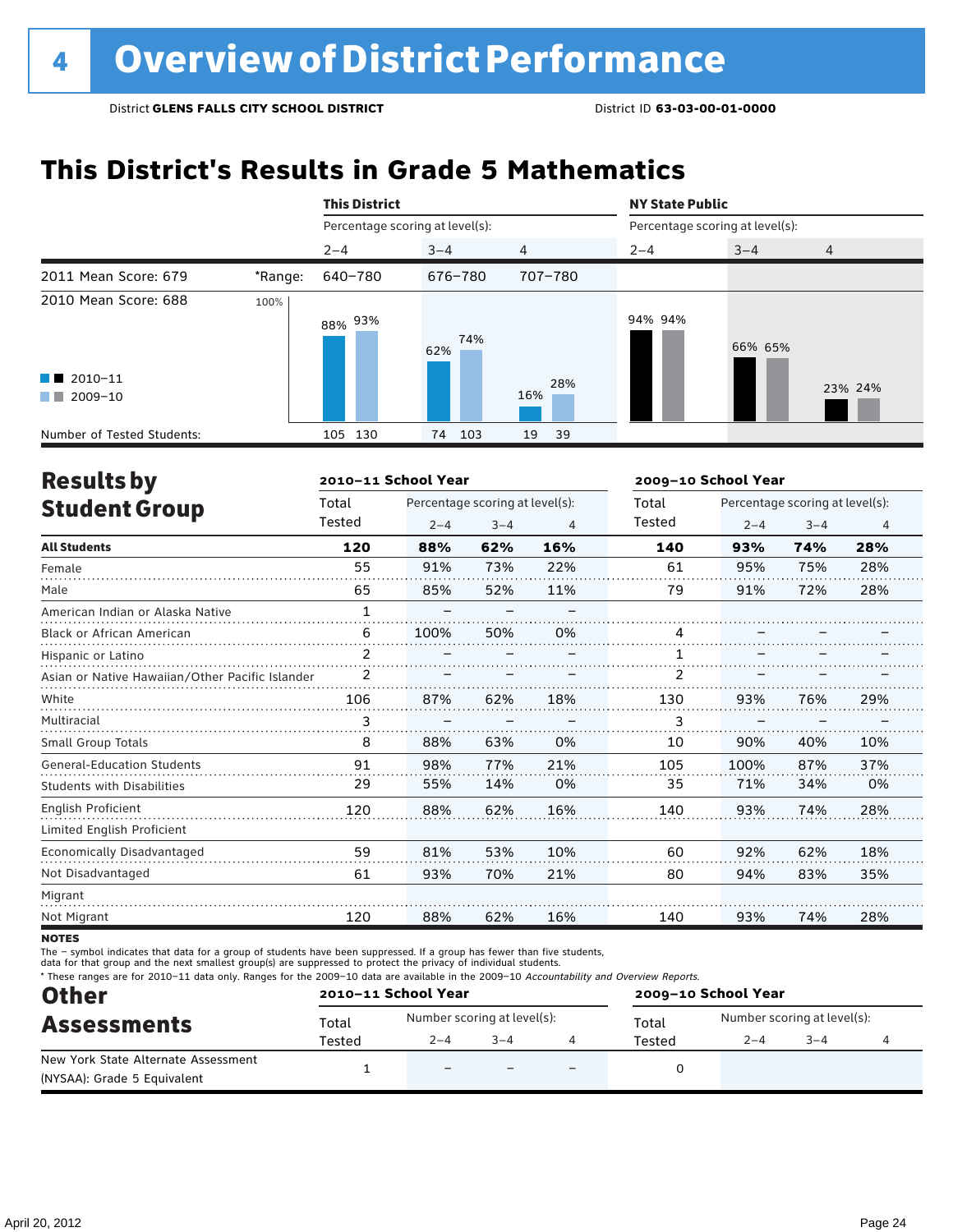# 4 Overview of District Performance

District **GLENS FALLS CITY SCHOOL DISTRICT** District ID **63-03-00-01-0000**

## This District's Results in Grade 5 Mathematics

| | | This District | | | NY State Public | | |
|---|---|---|---|---|---|---|---|
| | | Percentage scoring at level(s): | | | Percentage scoring at level(s): | | |
| | | 2–4 | 3–4 | 4 | 2–4 | 3–4 | 4 |
| 2011 Mean Score: 679 | *Range: | 640–780 | 676–780 | 707–780 | | | |
| 2010 Mean Score: 688 | | | | | | | |
| 2010–11 | | 88% | 62% | 16% | 94% | 66% | 23% |
| 2009–10 | | 93% | 74% | 28% | 94% | 65% | 24% |
| Number of Tested Students: 2010–11 | | 105 | 74 | 19 | | | |
| Number of Tested Students: 2009–10 | | 130 | 103 | 39 | | | |

## Results by Student Group

| | 2010–11 School Year | | | | 2009–10 School Year | | | |
|---|---|---|---|---|---|---|---|---|
| | Total Tested | Percentage scoring at level(s): 2–4 | 3–4 | 4 | Total Tested | Percentage scoring at level(s): 2–4 | 3–4 | 4 |
| **All Students** | **120** | **88%** | **62%** | **16%** | **140** | **93%** | **74%** | **28%** |
| Female | 55 | 91% | 73% | 22% | 61 | 95% | 75% | 28% |
| Male | 65 | 85% | 52% | 11% | 79 | 91% | 72% | 28% |
| American Indian or Alaska Native | 1 | – | – | – | | | | |
| Black or African American | 6 | 100% | 50% | 0% | 4 | – | – | – |
| Hispanic or Latino | 2 | – | – | – | 1 | – | – | – |
| Asian or Native Hawaiian/Other Pacific Islander | 2 | – | – | – | 2 | – | – | – |
| White | 106 | 87% | 62% | 18% | 130 | 93% | 76% | 29% |
| Multiracial | 3 | – | – | – | 3 | – | – | – |
| Small Group Totals | 8 | 88% | 63% | 0% | 10 | 90% | 40% | 10% |
| General-Education Students | 91 | 98% | 77% | 21% | 105 | 100% | 87% | 37% |
| Students with Disabilities | 29 | 55% | 14% | 0% | 35 | 71% | 34% | 0% |
| English Proficient | 120 | 88% | 62% | 16% | 140 | 93% | 74% | 28% |
| Limited English Proficient | | | | | | | | |
| Economically Disadvantaged | 59 | 81% | 53% | 10% | 60 | 92% | 62% | 18% |
| Not Disadvantaged | 61 | 93% | 70% | 21% | 80 | 94% | 83% | 35% |
| Migrant | | | | | | | | |
| Not Migrant | 120 | 88% | 62% | 16% | 140 | 93% | 74% | 28% |

**NOTES**

The – symbol indicates that data for a group of students have been suppressed. If a group has fewer than five students, data for that group and the next smallest group(s) are suppressed to protect the privacy of individual students.

* These ranges are for 2010–11 data only. Ranges for the 2009–10 data are available in the 2009–10 *Accountability and Overview Reports.*

## Other Assessments

| | 2010–11 School Year | | | | 2009–10 School Year | | | |
|---|---|---|---|---|---|---|---|---|
| | Total Tested | Number scoring at level(s): 2–4 | 3–4 | 4 | Total Tested | Number scoring at level(s): 2–4 | 3–4 | 4 |
| New York State Alternate Assessment (NYSAA): Grade 5 Equivalent | 1 | – | – | – | 0 | | | |

April 20, 2012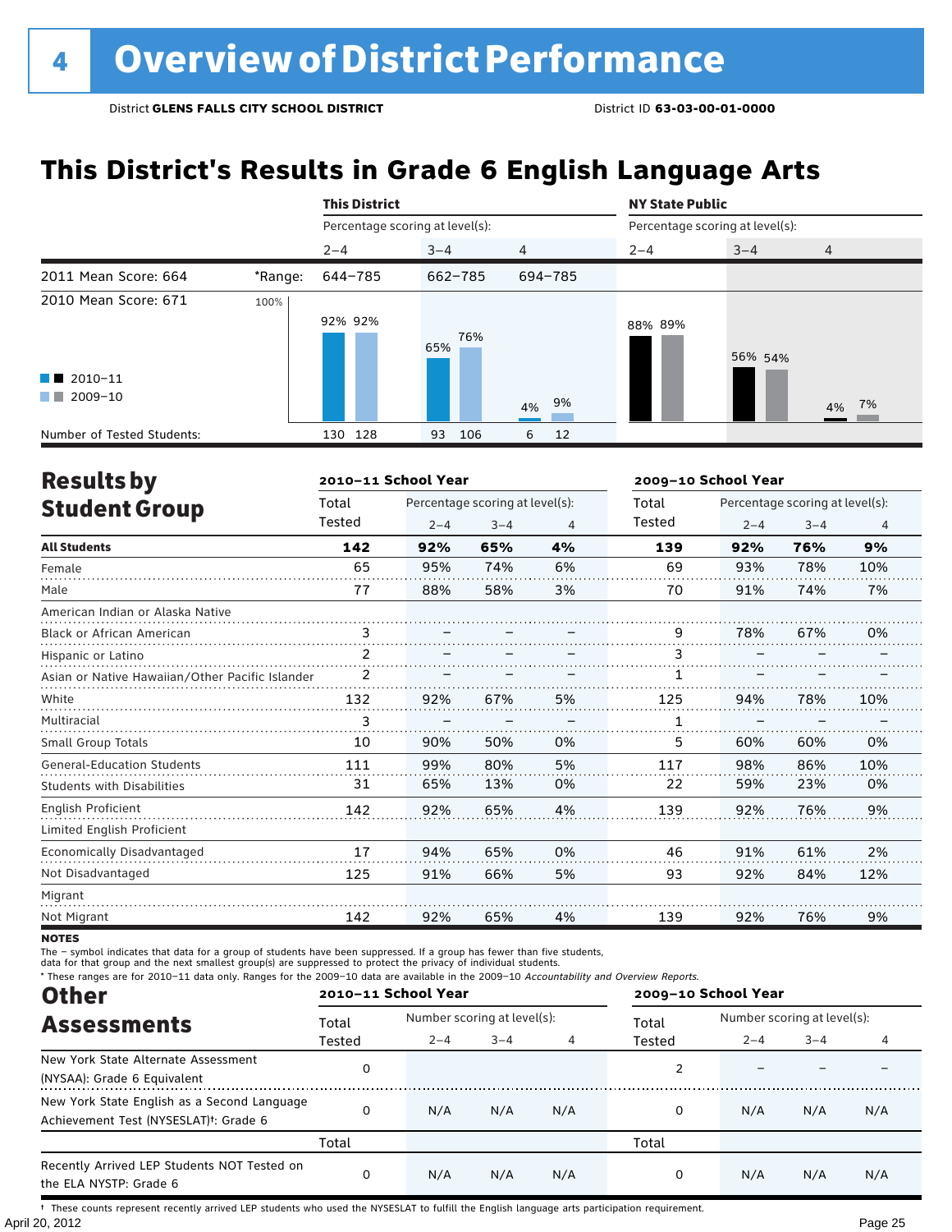# 4 Overview of District Performance

District **GLENS FALLS CITY SCHOOL DISTRICT** District ID **63-03-00-01-0000**

## This District's Results in Grade 6 English Language Arts

| | | This District | | | NY State Public | | |
|---|---|---|---|---|---|---|---|
| | | Percentage scoring at level(s): | | | Percentage scoring at level(s): | | |
| | | 2–4 | 3–4 | 4 | 2–4 | 3–4 | 4 |
| 2011 Mean Score: 664 | *Range: | 644–785 | 662–785 | 694–785 | | | |
| 2010 Mean Score: 671 | | | | | | | |
| 2010–11 | | 92% | 65% | 4% | 88% | 56% | 4% |
| 2009–10 | | 92% | 76% | 9% | 89% | 54% | 7% |
| Number of Tested Students: 2010–11 | | 130 | 93 | 6 | | | |
| Number of Tested Students: 2009–10 | | 128 | 106 | 12 | | | |

## Results by Student Group

| | 2010–11 School Year | | | | 2009–10 School Year | | | |
|---|---|---|---|---|---|---|---|---|
| | Total Tested | Percentage scoring at level(s): 2–4 | 3–4 | 4 | Total Tested | Percentage scoring at level(s): 2–4 | 3–4 | 4 |
| **All Students** | **142** | **92%** | **65%** | **4%** | **139** | **92%** | **76%** | **9%** |
| Female | 65 | 95% | 74% | 6% | 69 | 93% | 78% | 10% |
| Male | 77 | 88% | 58% | 3% | 70 | 91% | 74% | 7% |
| American Indian or Alaska Native | | | | | | | | |
| Black or African American | 3 | – | – | – | 9 | 78% | 67% | 0% |
| Hispanic or Latino | 2 | – | – | – | 3 | – | – | – |
| Asian or Native Hawaiian/Other Pacific Islander | 2 | – | – | – | 1 | – | – | – |
| White | 132 | 92% | 67% | 5% | 125 | 94% | 78% | 10% |
| Multiracial | 3 | – | – | – | 1 | – | – | – |
| Small Group Totals | 10 | 90% | 50% | 0% | 5 | 60% | 60% | 0% |
| General-Education Students | 111 | 99% | 80% | 5% | 117 | 98% | 86% | 10% |
| Students with Disabilities | 31 | 65% | 13% | 0% | 22 | 59% | 23% | 0% |
| English Proficient | 142 | 92% | 65% | 4% | 139 | 92% | 76% | 9% |
| Limited English Proficient | | | | | | | | |
| Economically Disadvantaged | 17 | 94% | 65% | 0% | 46 | 91% | 61% | 2% |
| Not Disadvantaged | 125 | 91% | 66% | 5% | 93 | 92% | 84% | 12% |
| Migrant | | | | | | | | |
| Not Migrant | 142 | 92% | 65% | 4% | 139 | 92% | 76% | 9% |

**NOTES**

The – symbol indicates that data for a group of students have been suppressed. If a group has fewer than five students, data for that group and the next smallest group(s) are suppressed to protect the privacy of individual students.

* These ranges are for 2010–11 data only. Ranges for the 2009–10 data are available in the 2009–10 *Accountability and Overview Reports*.

## Other Assessments

| | 2010–11 School Year | | | | 2009–10 School Year | | | |
|---|---|---|---|---|---|---|---|---|
| | Total Tested | Number scoring at level(s): 2–4 | 3–4 | 4 | Total Tested | Number scoring at level(s): 2–4 | 3–4 | 4 |
| New York State Alternate Assessment (NYSAA): Grade 6 Equivalent | 0 | | | | 2 | – | – | – |
| New York State English as a Second Language Achievement Test (NYSESLAT)†: Grade 6 | 0 | N/A | N/A | N/A | 0 | N/A | N/A | N/A |
| | Total | | | | Total | | | |
| Recently Arrived LEP Students NOT Tested on the ELA NYSTP: Grade 6 | 0 | N/A | N/A | N/A | 0 | N/A | N/A | N/A |

† These counts represent recently arrived LEP students who used the NYSESLAT to fulfill the English language arts participation requirement.

April 20, 2012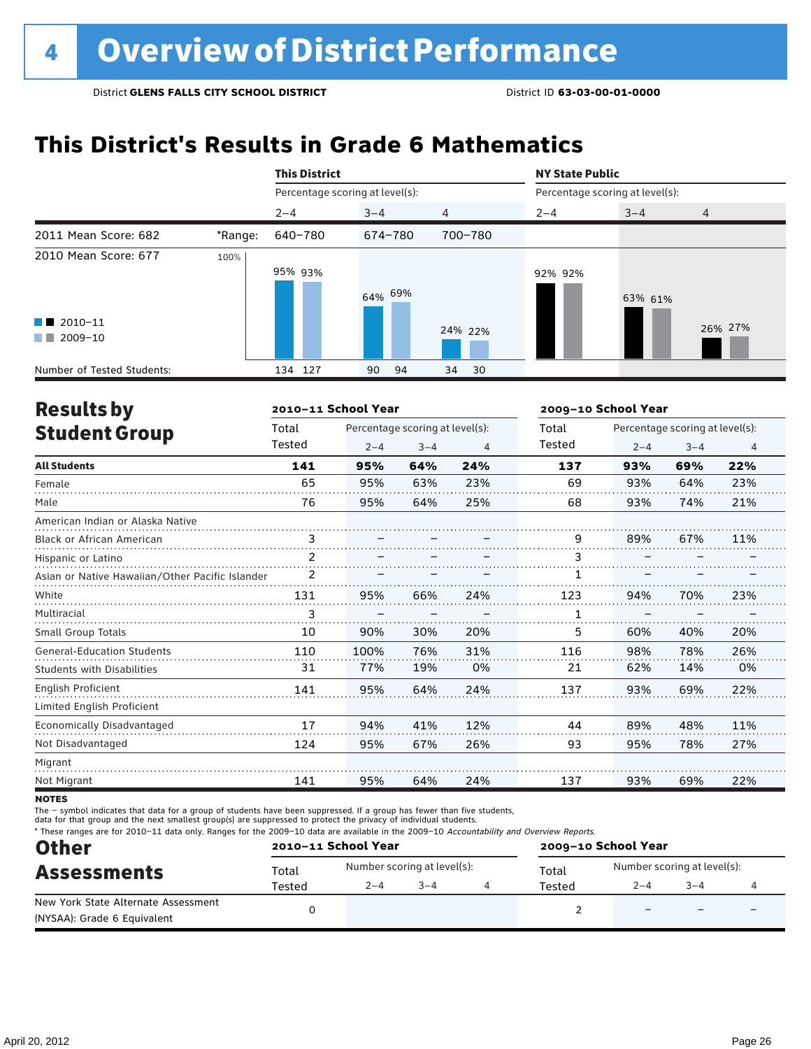# 4 Overview of District Performance

District **GLENS FALLS CITY SCHOOL DISTRICT** District ID **63-03-00-01-0000**

## This District's Results in Grade 6 Mathematics

| | | This District | | | NY State Public | | |
|---|---|---|---|---|---|---|---|
| | | Percentage scoring at level(s): | | | Percentage scoring at level(s): | | |
| | | 2–4 | 3–4 | 4 | 2–4 | 3–4 | 4 |
| 2011 Mean Score: 682 | *Range: | 640–780 | 674–780 | 700–780 | | | |
| 2010 Mean Score: 677 | | | | | | | |
| 2010–11 | | 95% | 64% | 24% | 92% | 63% | 26% |
| 2009–10 | | 93% | 69% | 22% | 92% | 61% | 27% |
| Number of Tested Students: 2010–11 | | 134 | 90 | 34 | | | |
| Number of Tested Students: 2009–10 | | 127 | 94 | 30 | | | |

## Results by Student Group

| | 2010–11 School Year | | | | 2009–10 School Year | | | |
|---|---|---|---|---|---|---|---|---|
| | Total Tested | Percentage scoring at level(s): 2–4 | 3–4 | 4 | Total Tested | Percentage scoring at level(s): 2–4 | 3–4 | 4 |
| **All Students** | **141** | **95%** | **64%** | **24%** | **137** | **93%** | **69%** | **22%** |
| Female | 65 | 95% | 63% | 23% | 69 | 93% | 64% | 23% |
| Male | 76 | 95% | 64% | 25% | 68 | 93% | 74% | 21% |
| American Indian or Alaska Native | | | | | | | | |
| Black or African American | 3 | – | – | – | 9 | 89% | 67% | 11% |
| Hispanic or Latino | 2 | – | – | – | 3 | – | – | – |
| Asian or Native Hawaiian/Other Pacific Islander | 2 | – | – | – | 1 | – | – | – |
| White | 131 | 95% | 66% | 24% | 123 | 94% | 70% | 23% |
| Multiracial | 3 | – | – | – | 1 | – | – | – |
| Small Group Totals | 10 | 90% | 30% | 20% | 5 | 60% | 40% | 20% |
| General-Education Students | 110 | 100% | 76% | 31% | 116 | 98% | 78% | 26% |
| Students with Disabilities | 31 | 77% | 19% | 0% | 21 | 62% | 14% | 0% |
| English Proficient | 141 | 95% | 64% | 24% | 137 | 93% | 69% | 22% |
| Limited English Proficient | | | | | | | | |
| Economically Disadvantaged | 17 | 94% | 41% | 12% | 44 | 89% | 48% | 11% |
| Not Disadvantaged | 124 | 95% | 67% | 26% | 93 | 95% | 78% | 27% |
| Migrant | | | | | | | | |
| Not Migrant | 141 | 95% | 64% | 24% | 137 | 93% | 69% | 22% |

**NOTES**

The – symbol indicates that data for a group of students have been suppressed. If a group has fewer than five students, data for that group and the next smallest group(s) are suppressed to protect the privacy of individual students.

\* These ranges are for 2010–11 data only. Ranges for the 2009–10 data are available in the 2009–10 *Accountability and Overview Reports*.

## Other Assessments

| | 2010–11 School Year | | | | 2009–10 School Year | | | |
|---|---|---|---|---|---|---|---|---|
| | Total Tested | Number scoring at level(s): 2–4 | 3–4 | 4 | Total Tested | Number scoring at level(s): 2–4 | 3–4 | 4 |
| New York State Alternate Assessment (NYSAA): Grade 6 Equivalent | 0 | | | | 2 | – | – | – |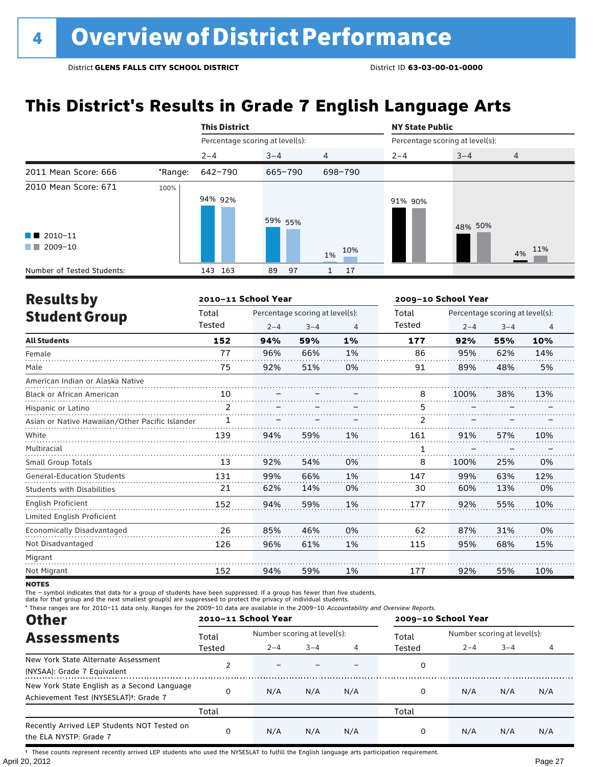# 4 Overview of District Performance

District **GLENS FALLS CITY SCHOOL DISTRICT** District ID **63-03-00-01-0000**

## This District's Results in Grade 7 English Language Arts

| | | This District | | | NY State Public | | |
|---|---|---|---|---|---|---|---|
| | | Percentage scoring at level(s): | | | Percentage scoring at level(s): | | |
| | | 2–4 | 3–4 | 4 | 2–4 | 3–4 | 4 |
| 2011 Mean Score: 666 | *Range: | 642–790 | 665–790 | 698–790 | | | |
| 2010 Mean Score: 671 | | | | | | | |
| 2010–11 | | 94% | 59% | 1% | 91% | 48% | 4% |
| 2009–10 | | 92% | 55% | 10% | 90% | 50% | 11% |
| Number of Tested Students: 2010–11 | | 143 | 89 | 1 | | | |
| Number of Tested Students: 2009–10 | | 163 | 97 | 17 | | | |

## Results by Student Group

| | 2010–11 School Year | | | | 2009–10 School Year | | | |
|---|---|---|---|---|---|---|---|---|
| | Total Tested | Percentage scoring at level(s): 2–4 | 3–4 | 4 | Total Tested | Percentage scoring at level(s): 2–4 | 3–4 | 4 |
| **All Students** | **152** | **94%** | **59%** | **1%** | **177** | **92%** | **55%** | **10%** |
| Female | 77 | 96% | 66% | 1% | 86 | 95% | 62% | 14% |
| Male | 75 | 92% | 51% | 0% | 91 | 89% | 48% | 5% |
| American Indian or Alaska Native | | | | | | | | |
| Black or African American | 10 | – | – | – | 8 | 100% | 38% | 13% |
| Hispanic or Latino | 2 | – | – | – | 5 | – | – | – |
| Asian or Native Hawaiian/Other Pacific Islander | 1 | – | – | – | 2 | – | – | – |
| White | 139 | 94% | 59% | 1% | 161 | 91% | 57% | 10% |
| Multiracial | | | | | 1 | – | – | – |
| Small Group Totals | 13 | 92% | 54% | 0% | 8 | 100% | 25% | 0% |
| General-Education Students | 131 | 99% | 66% | 1% | 147 | 99% | 63% | 12% |
| Students with Disabilities | 21 | 62% | 14% | 0% | 30 | 60% | 13% | 0% |
| English Proficient | 152 | 94% | 59% | 1% | 177 | 92% | 55% | 10% |
| Limited English Proficient | | | | | | | | |
| Economically Disadvantaged | 26 | 85% | 46% | 0% | 62 | 87% | 31% | 0% |
| Not Disadvantaged | 126 | 96% | 61% | 1% | 115 | 95% | 68% | 15% |
| Migrant | | | | | | | | |
| Not Migrant | 152 | 94% | 59% | 1% | 177 | 92% | 55% | 10% |

**NOTES**

The – symbol indicates that data for a group of students have been suppressed. If a group has fewer than five students, data for that group and the next smallest group(s) are suppressed to protect the privacy of individual students.

* These ranges are for 2010–11 data only. Ranges for the 2009–10 data are available in the 2009–10 *Accountability and Overview Reports.*

## Other Assessments

| | 2010–11 School Year | | | | 2009–10 School Year | | | |
|---|---|---|---|---|---|---|---|---|
| | Total Tested | Number scoring at level(s): 2–4 | 3–4 | 4 | Total Tested | Number scoring at level(s): 2–4 | 3–4 | 4 |
| New York State Alternate Assessment (NYSAA): Grade 7 Equivalent | 2 | – | – | – | 0 | | | |
| New York State English as a Second Language Achievement Test (NYSESLAT)†: Grade 7 | 0 | N/A | N/A | N/A | 0 | N/A | N/A | N/A |
| | Total | | | | Total | | | |
| Recently Arrived LEP Students NOT Tested on the ELA NYSTP: Grade 7 | 0 | N/A | N/A | N/A | 0 | N/A | N/A | N/A |

† These counts represent recently arrived LEP students who used the NYSESLAT to fulfill the English language arts participation requirement.

April 20, 2012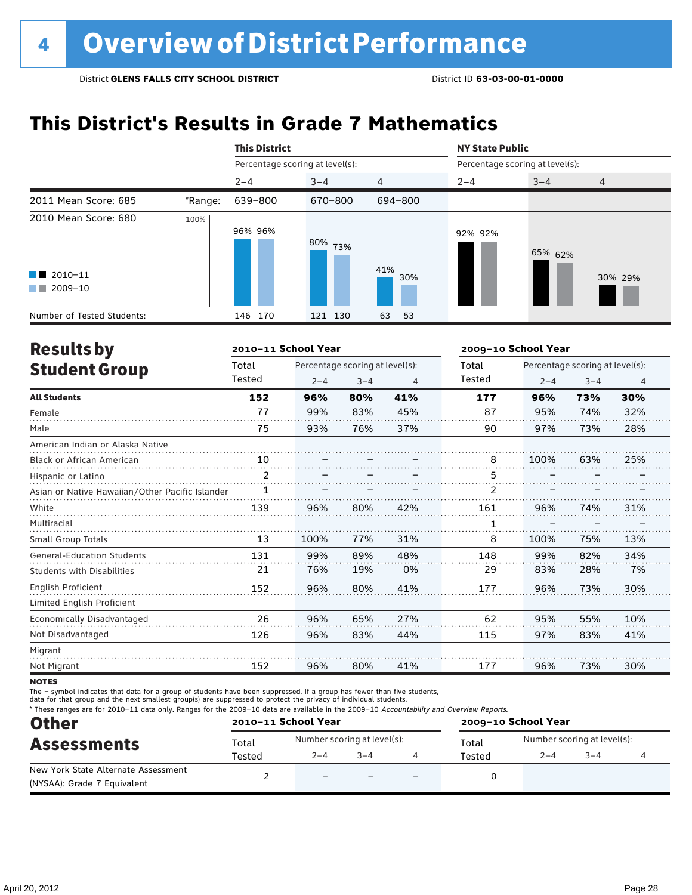# 4 Overview of District Performance

District **GLENS FALLS CITY SCHOOL DISTRICT** District ID **63-03-00-01-0000**

## This District's Results in Grade 7 Mathematics

| | | This District | | | NY State Public | | |
|---|---|---|---|---|---|---|---|
| | | Percentage scoring at level(s): | | | Percentage scoring at level(s): | | |
| | | 2–4 | 3–4 | 4 | 2–4 | 3–4 | 4 |
| 2011 Mean Score: 685 | *Range: | 639–800 | 670–800 | 694–800 | | | |
| 2010 Mean Score: 680 | 2010–11 | 96% | 80% | 41% | 92% | 65% | 30% |
| | 2009–10 | 96% | 73% | 30% | 92% | 62% | 29% |
| Number of Tested Students: | 2010–11 | 146 | 121 | 63 | | | |
| | 2009–10 | 170 | 130 | 53 | | | |

## Results by Student Group

| | 2010–11 School Year | | | | 2009–10 School Year | | | |
|---|---|---|---|---|---|---|---|---|
| | Total Tested | Percentage scoring at level(s): 2–4 | 3–4 | 4 | Total Tested | Percentage scoring at level(s): 2–4 | 3–4 | 4 |
| **All Students** | **152** | **96%** | **80%** | **41%** | **177** | **96%** | **73%** | **30%** |
| Female | 77 | 99% | 83% | 45% | 87 | 95% | 74% | 32% |
| Male | 75 | 93% | 76% | 37% | 90 | 97% | 73% | 28% |
| American Indian or Alaska Native | | | | | | | | |
| Black or African American | 10 | – | – | – | 8 | 100% | 63% | 25% |
| Hispanic or Latino | 2 | – | – | – | 5 | – | – | – |
| Asian or Native Hawaiian/Other Pacific Islander | 1 | – | – | – | 2 | – | – | – |
| White | 139 | 96% | 80% | 42% | 161 | 96% | 74% | 31% |
| Multiracial | | | | | 1 | – | – | – |
| Small Group Totals | 13 | 100% | 77% | 31% | 8 | 100% | 75% | 13% |
| General-Education Students | 131 | 99% | 89% | 48% | 148 | 99% | 82% | 34% |
| Students with Disabilities | 21 | 76% | 19% | 0% | 29 | 83% | 28% | 7% |
| English Proficient | 152 | 96% | 80% | 41% | 177 | 96% | 73% | 30% |
| Limited English Proficient | | | | | | | | |
| Economically Disadvantaged | 26 | 96% | 65% | 27% | 62 | 95% | 55% | 10% |
| Not Disadvantaged | 126 | 96% | 83% | 44% | 115 | 97% | 83% | 41% |
| Migrant | | | | | | | | |
| Not Migrant | 152 | 96% | 80% | 41% | 177 | 96% | 73% | 30% |

**NOTES**

The – symbol indicates that data for a group of students have been suppressed. If a group has fewer than five students, data for that group and the next smallest group(s) are suppressed to protect the privacy of individual students.

* These ranges are for 2010–11 data only. Ranges for the 2009–10 data are available in the 2009–10 *Accountability and Overview Reports.*

## Other Assessments

| | 2010–11 School Year | | | | 2009–10 School Year | | | |
|---|---|---|---|---|---|---|---|---|
| | Total Tested | Number scoring at level(s): 2–4 | 3–4 | 4 | Total Tested | Number scoring at level(s): 2–4 | 3–4 | 4 |
| New York State Alternate Assessment (NYSAA): Grade 7 Equivalent | 2 | – | – | – | 0 | | | |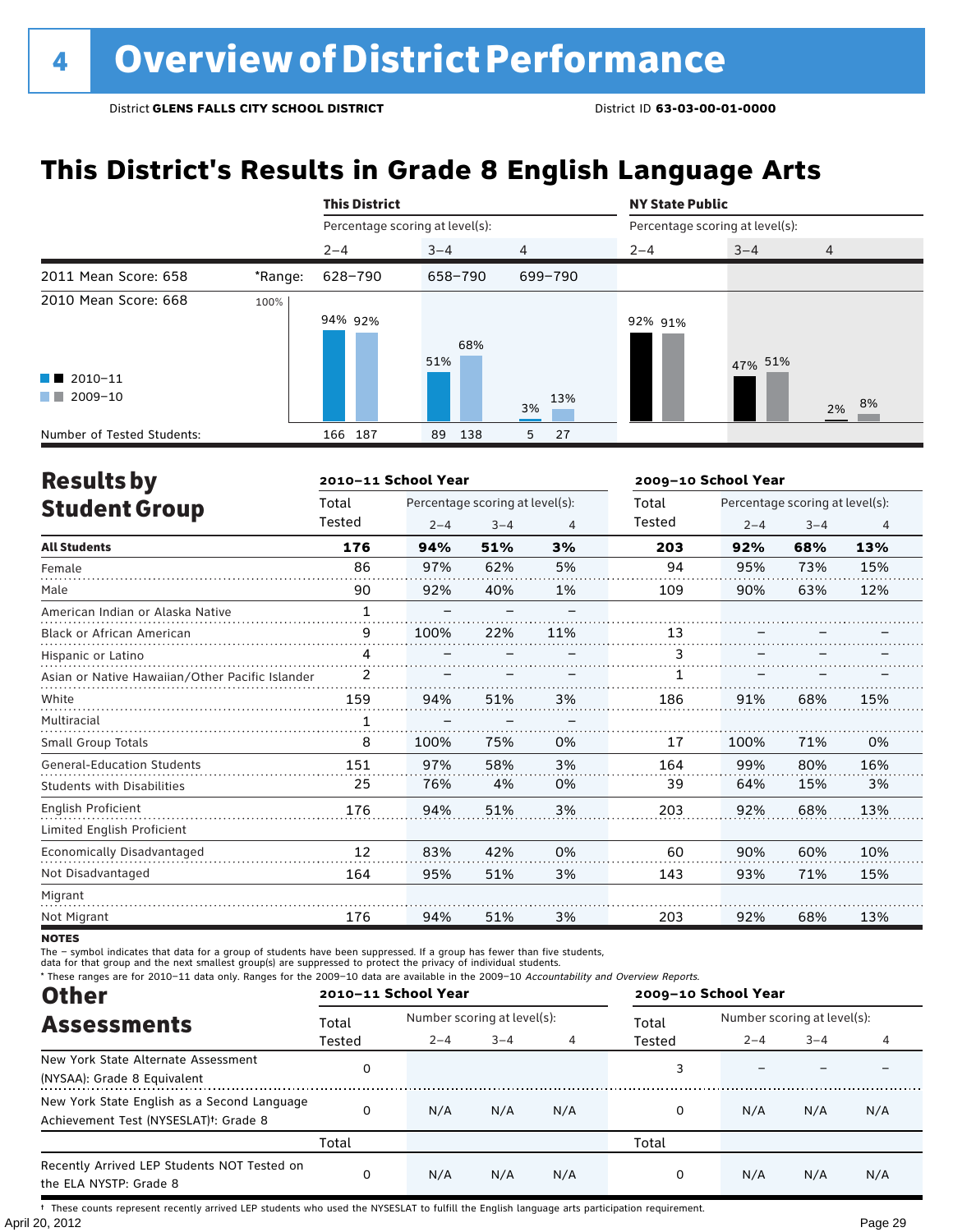# 4 Overview of District Performance

District **GLENS FALLS CITY SCHOOL DISTRICT** District ID **63-03-00-01-0000**

## This District's Results in Grade 8 English Language Arts

| | | This District | | | NY State Public | | |
|---|---|---|---|---|---|---|---|
| | | Percentage scoring at level(s): | | | Percentage scoring at level(s): | | |
| | | 2–4 | 3–4 | 4 | 2–4 | 3–4 | 4 |
| 2011 Mean Score: 658 | *Range: | 628–790 | 658–790 | 699–790 | | | |
| 2010 Mean Score: 668 | 2010–11 | 94% | 51% | 3% | 92% | 47% | 2% |
| | 2009–10 | 92% | 68% | 13% | 91% | 51% | 8% |
| Number of Tested Students: | 2010–11 | 166 | 89 | 5 | | | |
| | 2009–10 | 187 | 138 | 27 | | | |

## Results by Student Group

| | 2010–11 School Year | | | | 2009–10 School Year | | | |
|---|---|---|---|---|---|---|---|---|
| | Total Tested | Percentage scoring at level(s): 2–4 | 3–4 | 4 | Total Tested | Percentage scoring at level(s): 2–4 | 3–4 | 4 |
| **All Students** | **176** | **94%** | **51%** | **3%** | **203** | **92%** | **68%** | **13%** |
| Female | 86 | 97% | 62% | 5% | 94 | 95% | 73% | 15% |
| Male | 90 | 92% | 40% | 1% | 109 | 90% | 63% | 12% |
| American Indian or Alaska Native | 1 | – | – | – | | | | |
| Black or African American | 9 | 100% | 22% | 11% | 13 | – | – | – |
| Hispanic or Latino | 4 | – | – | – | 3 | – | – | – |
| Asian or Native Hawaiian/Other Pacific Islander | 2 | – | – | – | 1 | – | – | – |
| White | 159 | 94% | 51% | 3% | 186 | 91% | 68% | 15% |
| Multiracial | 1 | – | – | – | | | | |
| Small Group Totals | 8 | 100% | 75% | 0% | 17 | 100% | 71% | 0% |
| General-Education Students | 151 | 97% | 58% | 3% | 164 | 99% | 80% | 16% |
| Students with Disabilities | 25 | 76% | 4% | 0% | 39 | 64% | 15% | 3% |
| English Proficient | 176 | 94% | 51% | 3% | 203 | 92% | 68% | 13% |
| Limited English Proficient | | | | | | | | |
| Economically Disadvantaged | 12 | 83% | 42% | 0% | 60 | 90% | 60% | 10% |
| Not Disadvantaged | 164 | 95% | 51% | 3% | 143 | 93% | 71% | 15% |
| Migrant | | | | | | | | |
| Not Migrant | 176 | 94% | 51% | 3% | 203 | 92% | 68% | 13% |

**NOTES**

The – symbol indicates that data for a group of students have been suppressed. If a group has fewer than five students, data for that group and the next smallest group(s) are suppressed to protect the privacy of individual students.

* These ranges are for 2010–11 data only. Ranges for the 2009–10 data are available in the 2009–10 *Accountability and Overview Reports.*

## Other Assessments

| | 2010–11 School Year | | | | 2009–10 School Year | | | |
|---|---|---|---|---|---|---|---|---|
| | Total Tested | Number scoring at level(s): 2–4 | 3–4 | 4 | Total Tested | Number scoring at level(s): 2–4 | 3–4 | 4 |
| New York State Alternate Assessment (NYSAA): Grade 8 Equivalent | 0 | | | | 3 | – | – | – |
| New York State English as a Second Language Achievement Test (NYSESLAT)†: Grade 8 | 0 | N/A | N/A | N/A | 0 | N/A | N/A | N/A |
| | Total | | | | Total | | | |
| Recently Arrived LEP Students NOT Tested on the ELA NYSTP: Grade 8 | 0 | N/A | N/A | N/A | 0 | N/A | N/A | N/A |

† These counts represent recently arrived LEP students who used the NYSESLAT to fulfill the English language arts participation requirement.

April 20, 2012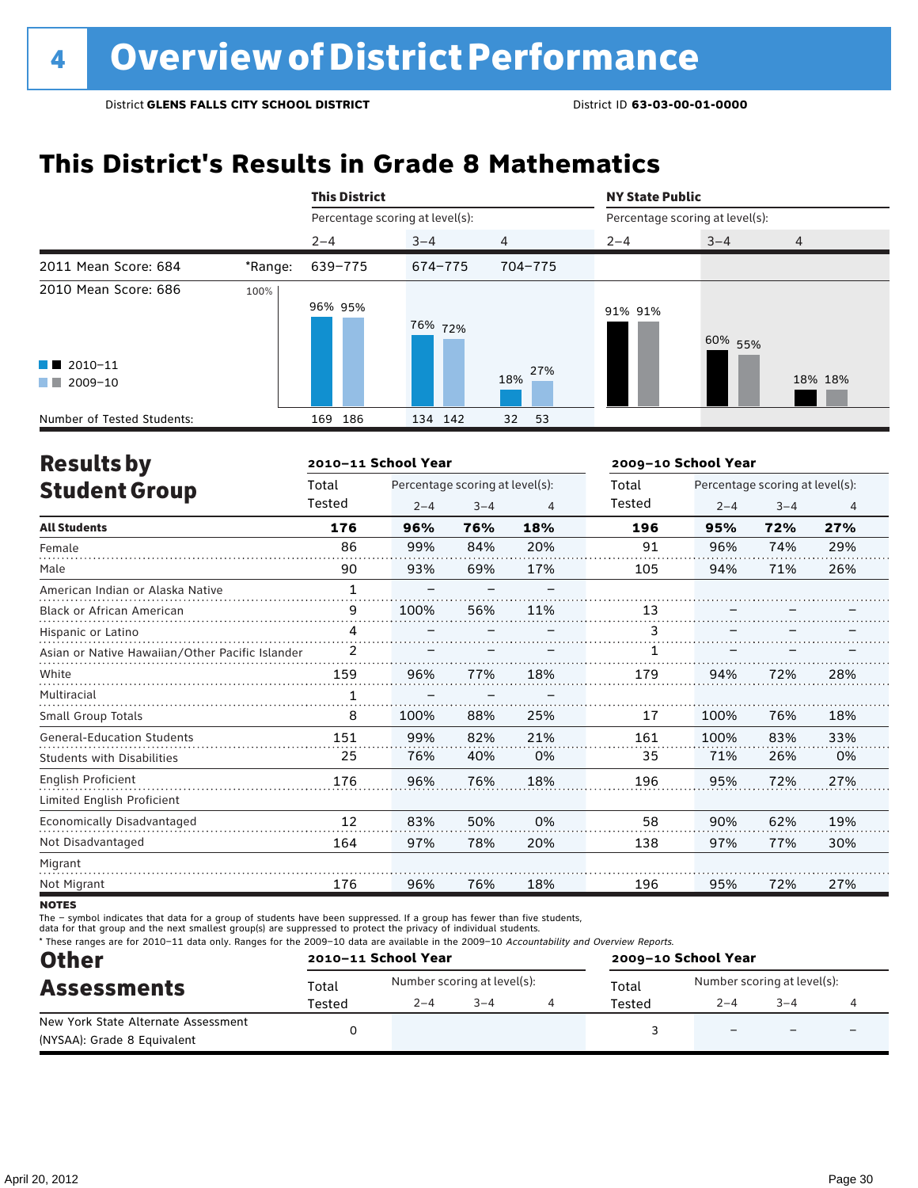# 4 Overview of District Performance

District **GLENS FALLS CITY SCHOOL DISTRICT** District ID **63-03-00-01-0000**

## This District's Results in Grade 8 Mathematics

| | | This District | | | NY State Public | | |
|---|---|---|---|---|---|---|---|
| | | Percentage scoring at level(s): | | | Percentage scoring at level(s): | | |
| | | 2–4 | 3–4 | 4 | 2–4 | 3–4 | 4 |
| 2011 Mean Score: 684 | *Range: | 639–775 | 674–775 | 704–775 | | | |
| 2010 Mean Score: 686 | 2010–11 | 96% | 76% | 18% | 91% | 60% | 18% |
| | 2009–10 | 95% | 72% | 27% | 91% | 55% | 18% |
| Number of Tested Students: | 2010–11 | 169 | 134 | 32 | | | |
| | 2009–10 | 186 | 142 | 53 | | | |

## Results by Student Group

| | 2010–11 School Year | | | | 2009–10 School Year | | | |
|---|---|---|---|---|---|---|---|---|
| | Total Tested | Percentage scoring at level(s): 2–4 | 3–4 | 4 | Total Tested | Percentage scoring at level(s): 2–4 | 3–4 | 4 |
| **All Students** | **176** | **96%** | **76%** | **18%** | **196** | **95%** | **72%** | **27%** |
| Female | 86 | 99% | 84% | 20% | 91 | 96% | 74% | 29% |
| Male | 90 | 93% | 69% | 17% | 105 | 94% | 71% | 26% |
| American Indian or Alaska Native | 1 | – | – | – | | | | |
| Black or African American | 9 | 100% | 56% | 11% | 13 | – | – | – |
| Hispanic or Latino | 4 | – | – | – | 3 | – | – | – |
| Asian or Native Hawaiian/Other Pacific Islander | 2 | – | – | – | 1 | – | – | – |
| White | 159 | 96% | 77% | 18% | 179 | 94% | 72% | 28% |
| Multiracial | 1 | – | – | – | | | | |
| Small Group Totals | 8 | 100% | 88% | 25% | 17 | 100% | 76% | 18% |
| General-Education Students | 151 | 99% | 82% | 21% | 161 | 100% | 83% | 33% |
| Students with Disabilities | 25 | 76% | 40% | 0% | 35 | 71% | 26% | 0% |
| English Proficient | 176 | 96% | 76% | 18% | 196 | 95% | 72% | 27% |
| Limited English Proficient | | | | | | | | |
| Economically Disadvantaged | 12 | 83% | 50% | 0% | 58 | 90% | 62% | 19% |
| Not Disadvantaged | 164 | 97% | 78% | 20% | 138 | 97% | 77% | 30% |
| Migrant | | | | | | | | |
| Not Migrant | 176 | 96% | 76% | 18% | 196 | 95% | 72% | 27% |

**NOTES**

The – symbol indicates that data for a group of students have been suppressed. If a group has fewer than five students, data for that group and the next smallest group(s) are suppressed to protect the privacy of individual students.

\* These ranges are for 2010–11 data only. Ranges for the 2009–10 data are available in the 2009–10 *Accountability and Overview Reports.*

## Other Assessments

| | 2010–11 School Year | | | | 2009–10 School Year | | | |
|---|---|---|---|---|---|---|---|---|
| | Total Tested | Number scoring at level(s): 2–4 | 3–4 | 4 | Total Tested | Number scoring at level(s): 2–4 | 3–4 | 4 |
| New York State Alternate Assessment (NYSAA): Grade 8 Equivalent | 0 | | | | 3 | – | – | – |

April 20, 2012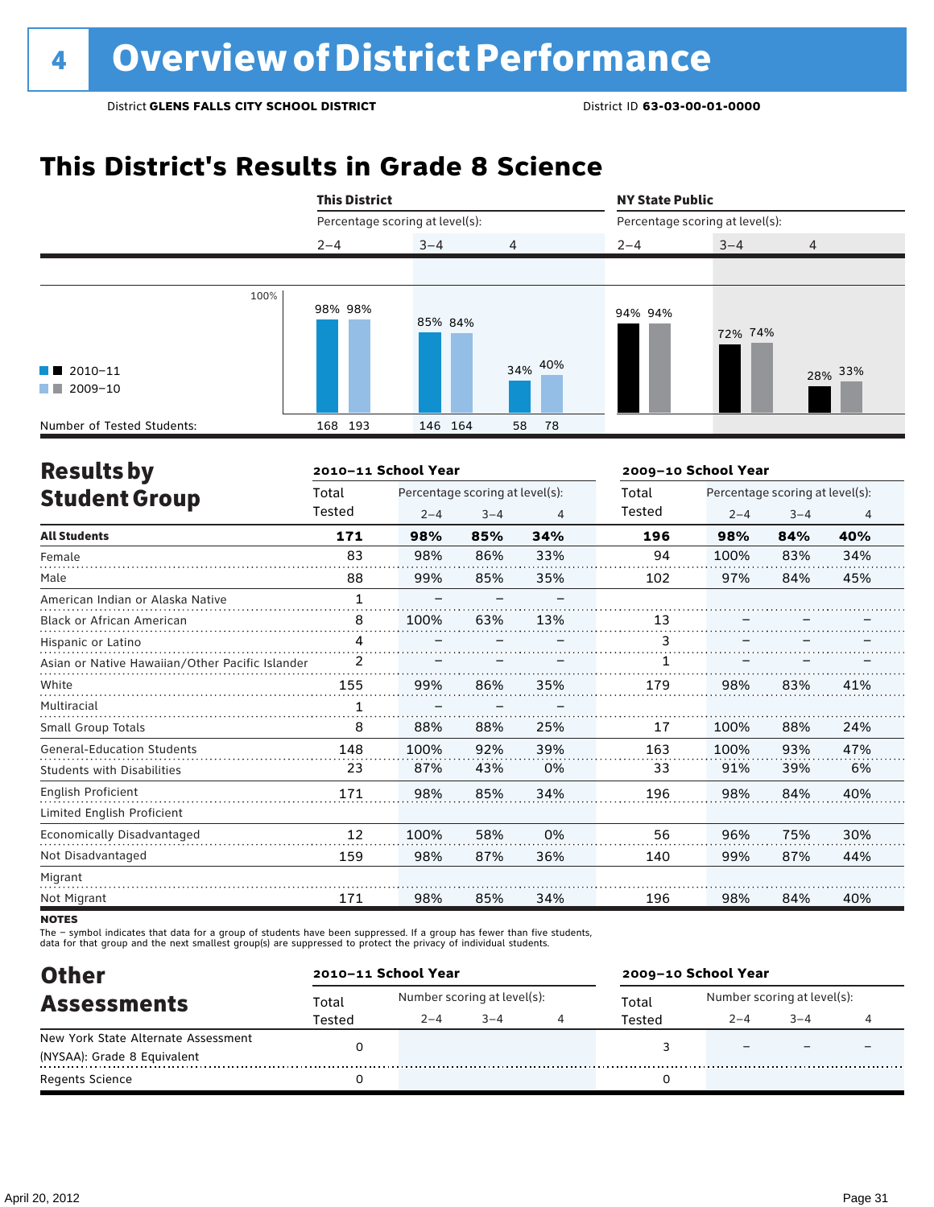# 4 Overview of District Performance

District **GLENS FALLS CITY SCHOOL DISTRICT** District ID **63-03-00-01-0000**

## This District's Results in Grade 8 Science

| | This District 2–4 | | This District 3–4 | | This District 4 | | NY State Public 2–4 | | NY State Public 3–4 | | NY State Public 4 | |
|---|---|---|---|---|---|---|---|---|---|---|---|---|
| | 2010–11 | 2009–10 | 2010–11 | 2009–10 | 2010–11 | 2009–10 | 2010–11 | 2009–10 | 2010–11 | 2009–10 | 2010–11 | 2009–10 |
| Percentage | 98% | 98% | 85% | 84% | 34% | 40% | 94% | 94% | 72% | 74% | 28% | 33% |
| Number of Tested Students: | 168 | 193 | 146 | 164 | 58 | 78 | | | | | | |

## Results by Student Group

| | 2010–11 School Year Total Tested | Percentage scoring at level(s): 2–4 | 3–4 | 4 | 2009–10 School Year Total Tested | Percentage scoring at level(s): 2–4 | 3–4 | 4 |
|---|---|---|---|---|---|---|---|---|
| **All Students** | **171** | **98%** | **85%** | **34%** | **196** | **98%** | **84%** | **40%** |
| Female | 83 | 98% | 86% | 33% | 94 | 100% | 83% | 34% |
| Male | 88 | 99% | 85% | 35% | 102 | 97% | 84% | 45% |
| American Indian or Alaska Native | 1 | – | – | – | | | | |
| Black or African American | 8 | 100% | 63% | 13% | 13 | – | – | – |
| Hispanic or Latino | 4 | – | – | – | 3 | – | – | – |
| Asian or Native Hawaiian/Other Pacific Islander | 2 | – | – | – | 1 | – | – | – |
| White | 155 | 99% | 86% | 35% | 179 | 98% | 83% | 41% |
| Multiracial | 1 | – | – | – | | | | |
| Small Group Totals | 8 | 88% | 88% | 25% | 17 | 100% | 88% | 24% |
| General-Education Students | 148 | 100% | 92% | 39% | 163 | 100% | 93% | 47% |
| Students with Disabilities | 23 | 87% | 43% | 0% | 33 | 91% | 39% | 6% |
| English Proficient | 171 | 98% | 85% | 34% | 196 | 98% | 84% | 40% |
| Limited English Proficient | | | | | | | | |
| Economically Disadvantaged | 12 | 100% | 58% | 0% | 56 | 96% | 75% | 30% |
| Not Disadvantaged | 159 | 98% | 87% | 36% | 140 | 99% | 87% | 44% |
| Migrant | | | | | | | | |
| Not Migrant | 171 | 98% | 85% | 34% | 196 | 98% | 84% | 40% |

**NOTES**

The – symbol indicates that data for a group of students have been suppressed. If a group has fewer than five students, data for that group and the next smallest group(s) are suppressed to protect the privacy of individual students.

## Other Assessments

| | 2010–11 School Year Total Tested | Number scoring at level(s): 2–4 | 3–4 | 4 | 2009–10 School Year Total Tested | Number scoring at level(s): 2–4 | 3–4 | 4 |
|---|---|---|---|---|---|---|---|---|
| New York State Alternate Assessment (NYSAA): Grade 8 Equivalent | 0 | | | | 3 | – | – | – |
| Regents Science | 0 | | | | 0 | | | |

April 20, 2012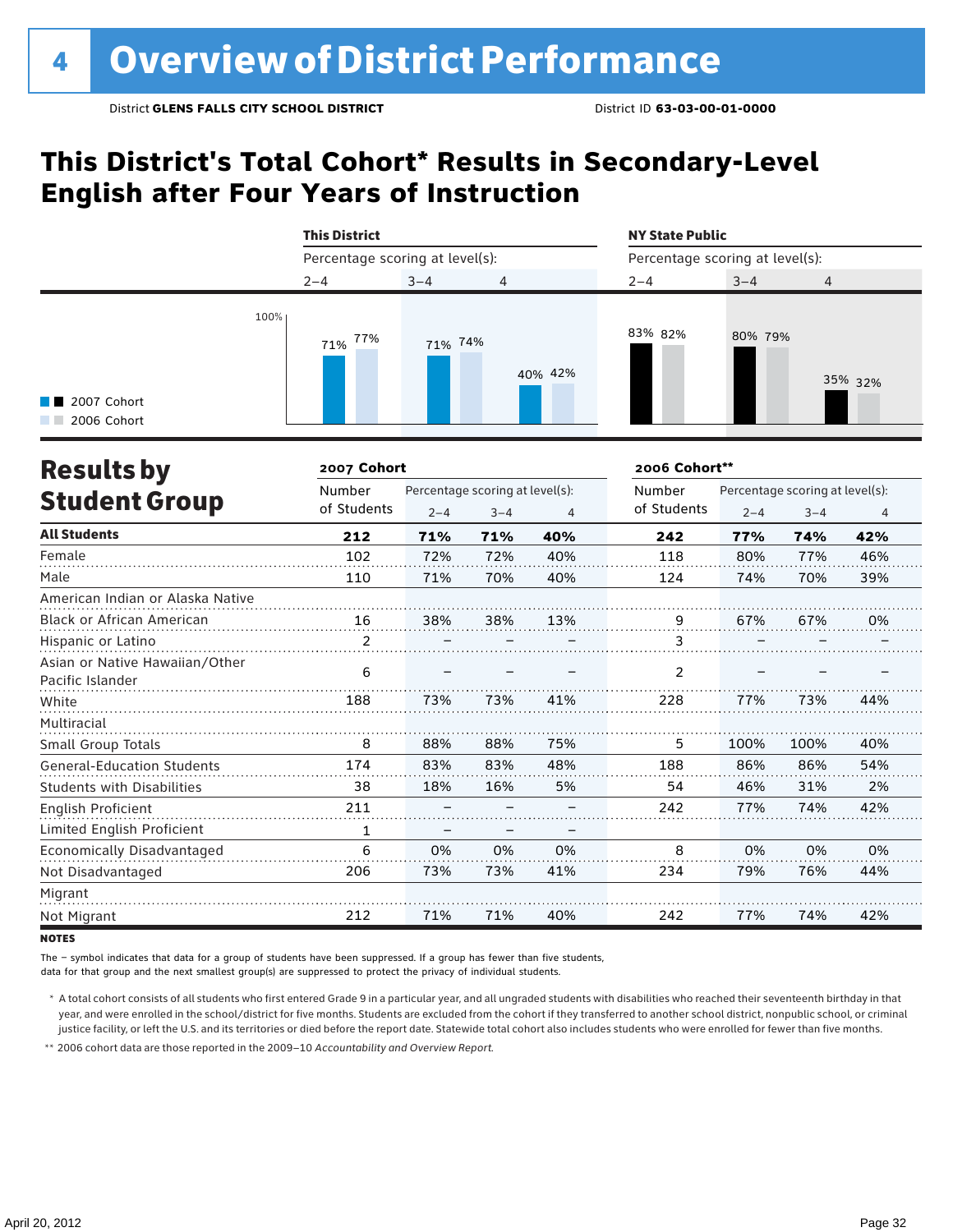# 4 Overview of District Performance

District **GLENS FALLS CITY SCHOOL DISTRICT** District ID **63-03-00-01-0000**

## This District's Total Cohort* Results in Secondary-Level English after Four Years of Instruction

| | This District 2–4 | This District 3–4 | This District 4 | NY State Public 2–4 | NY State Public 3–4 | NY State Public 4 |
|---|---|---|---|---|---|---|
| 2007 Cohort | 71% | 71% | 40% | 83% | 80% | 35% |
| 2006 Cohort | 77% | 74% | 42% | 82% | 79% | 32% |

## Results by Student Group

| | 2007 Cohort | | | | 2006 Cohort** | | | |
|---|---|---|---|---|---|---|---|---|
| | Number of Students | Percentage scoring at level(s): 2–4 | 3–4 | 4 | Number of Students | Percentage scoring at level(s): 2–4 | 3–4 | 4 |
| **All Students** | **212** | **71%** | **71%** | **40%** | **242** | **77%** | **74%** | **42%** |
| Female | 102 | 72% | 72% | 40% | 118 | 80% | 77% | 46% |
| Male | 110 | 71% | 70% | 40% | 124 | 74% | 70% | 39% |
| American Indian or Alaska Native | | | | | | | | |
| Black or African American | 16 | 38% | 38% | 13% | 9 | 67% | 67% | 0% |
| Hispanic or Latino | 2 | – | – | – | 3 | – | – | – |
| Asian or Native Hawaiian/Other Pacific Islander | 6 | – | – | – | 2 | – | – | – |
| White | 188 | 73% | 73% | 41% | 228 | 77% | 73% | 44% |
| Multiracial | | | | | | | | |
| Small Group Totals | 8 | 88% | 88% | 75% | 5 | 100% | 100% | 40% |
| General-Education Students | 174 | 83% | 83% | 48% | 188 | 86% | 86% | 54% |
| Students with Disabilities | 38 | 18% | 16% | 5% | 54 | 46% | 31% | 2% |
| English Proficient | 211 | – | – | – | 242 | 77% | 74% | 42% |
| Limited English Proficient | 1 | – | – | – | | | | |
| Economically Disadvantaged | 6 | 0% | 0% | 0% | 8 | 0% | 0% | 0% |
| Not Disadvantaged | 206 | 73% | 73% | 41% | 234 | 79% | 76% | 44% |
| Migrant | | | | | | | | |
| Not Migrant | 212 | 71% | 71% | 40% | 242 | 77% | 74% | 42% |

**NOTES**

The – symbol indicates that data for a group of students have been suppressed. If a group has fewer than five students, data for that group and the next smallest group(s) are suppressed to protect the privacy of individual students.

\* A total cohort consists of all students who first entered Grade 9 in a particular year, and all ungraded students with disabilities who reached their seventeenth birthday in that year, and were enrolled in the school/district for five months. Students are excluded from the cohort if they transferred to another school district, nonpublic school, or criminal justice facility, or left the U.S. and its territories or died before the report date. Statewide total cohort also includes students who were enrolled for fewer than five months.

\*\* 2006 cohort data are those reported in the 2009–10 *Accountability and Overview Report*.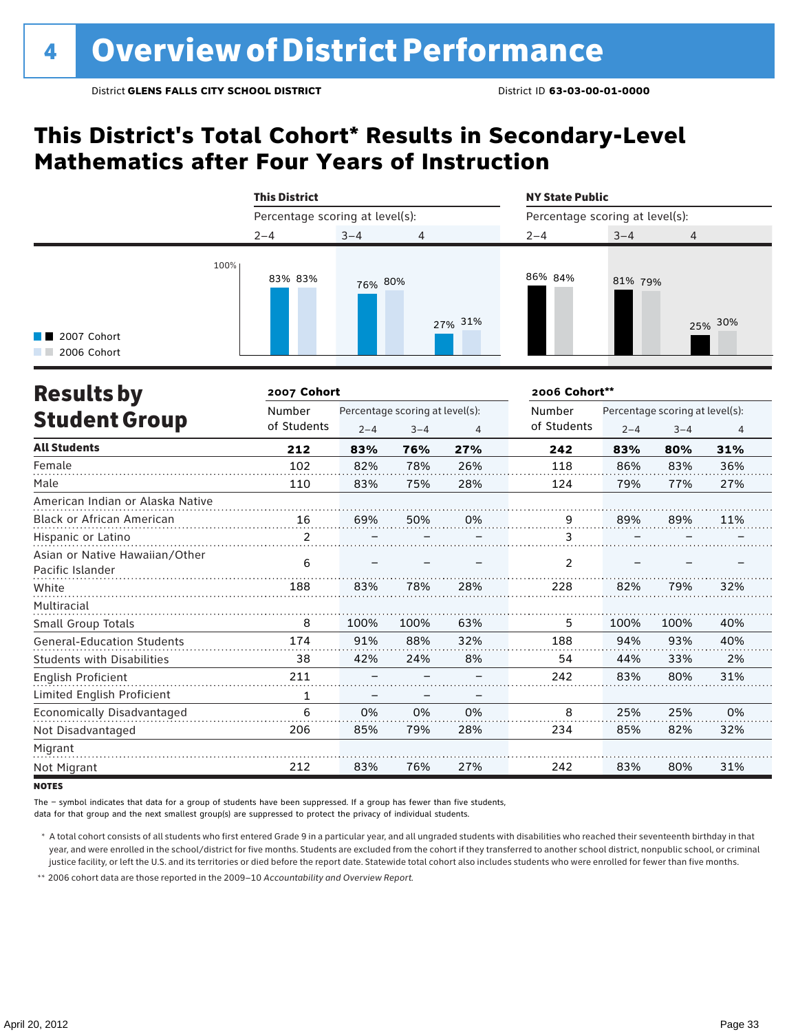# 4 Overview of District Performance

District **GLENS FALLS CITY SCHOOL DISTRICT** District ID **63-03-00-01-0000**

## This District's Total Cohort* Results in Secondary-Level Mathematics after Four Years of Instruction

This District
Percentage scoring at level(s):
2–4 3–4 4

NY State Public
Percentage scoring at level(s):
2–4 3–4 4

100%

83% 83%
76% 80%
27% 31%

86% 84%
81% 79%
25% 30%

2007 Cohort
2006 Cohort

## Results by Student Group

| | 2007 Cohort | | | | 2006 Cohort** | | | |
|---|---|---|---|---|---|---|---|---|
| | Number of Students | Percentage scoring at level(s): 2–4 | 3–4 | 4 | Number of Students | Percentage scoring at level(s): 2–4 | 3–4 | 4 |
| **All Students** | **212** | **83%** | **76%** | **27%** | **242** | **83%** | **80%** | **31%** |
| Female | 102 | 82% | 78% | 26% | 118 | 86% | 83% | 36% |
| Male | 110 | 83% | 75% | 28% | 124 | 79% | 77% | 27% |
| American Indian or Alaska Native | | | | | | | | |
| Black or African American | 16 | 69% | 50% | 0% | 9 | 89% | 89% | 11% |
| Hispanic or Latino | 2 | – | – | – | 3 | – | – | – |
| Asian or Native Hawaiian/Other Pacific Islander | 6 | – | – | – | 2 | – | – | – |
| White | 188 | 83% | 78% | 28% | 228 | 82% | 79% | 32% |
| Multiracial | | | | | | | | |
| Small Group Totals | 8 | 100% | 100% | 63% | 5 | 100% | 100% | 40% |
| General-Education Students | 174 | 91% | 88% | 32% | 188 | 94% | 93% | 40% |
| Students with Disabilities | 38 | 42% | 24% | 8% | 54 | 44% | 33% | 2% |
| English Proficient | 211 | – | – | – | 242 | 83% | 80% | 31% |
| Limited English Proficient | 1 | – | – | – | | | | |
| Economically Disadvantaged | 6 | 0% | 0% | 0% | 8 | 25% | 25% | 0% |
| Not Disadvantaged | 206 | 85% | 79% | 28% | 234 | 85% | 82% | 32% |
| Migrant | | | | | | | | |
| Not Migrant | 212 | 83% | 76% | 27% | 242 | 83% | 80% | 31% |

**NOTES**

The – symbol indicates that data for a group of students have been suppressed. If a group has fewer than five students, data for that group and the next smallest group(s) are suppressed to protect the privacy of individual students.

\* A total cohort consists of all students who first entered Grade 9 in a particular year, and all ungraded students with disabilities who reached their seventeenth birthday in that year, and were enrolled in the school/district for five months. Students are excluded from the cohort if they transferred to another school district, nonpublic school, or criminal justice facility, or left the U.S. and its territories or died before the report date. Statewide total cohort also includes students who were enrolled for fewer than five months.

\** 2006 cohort data are those reported in the 2009–10 *Accountability and Overview Report*.

April 20, 2012